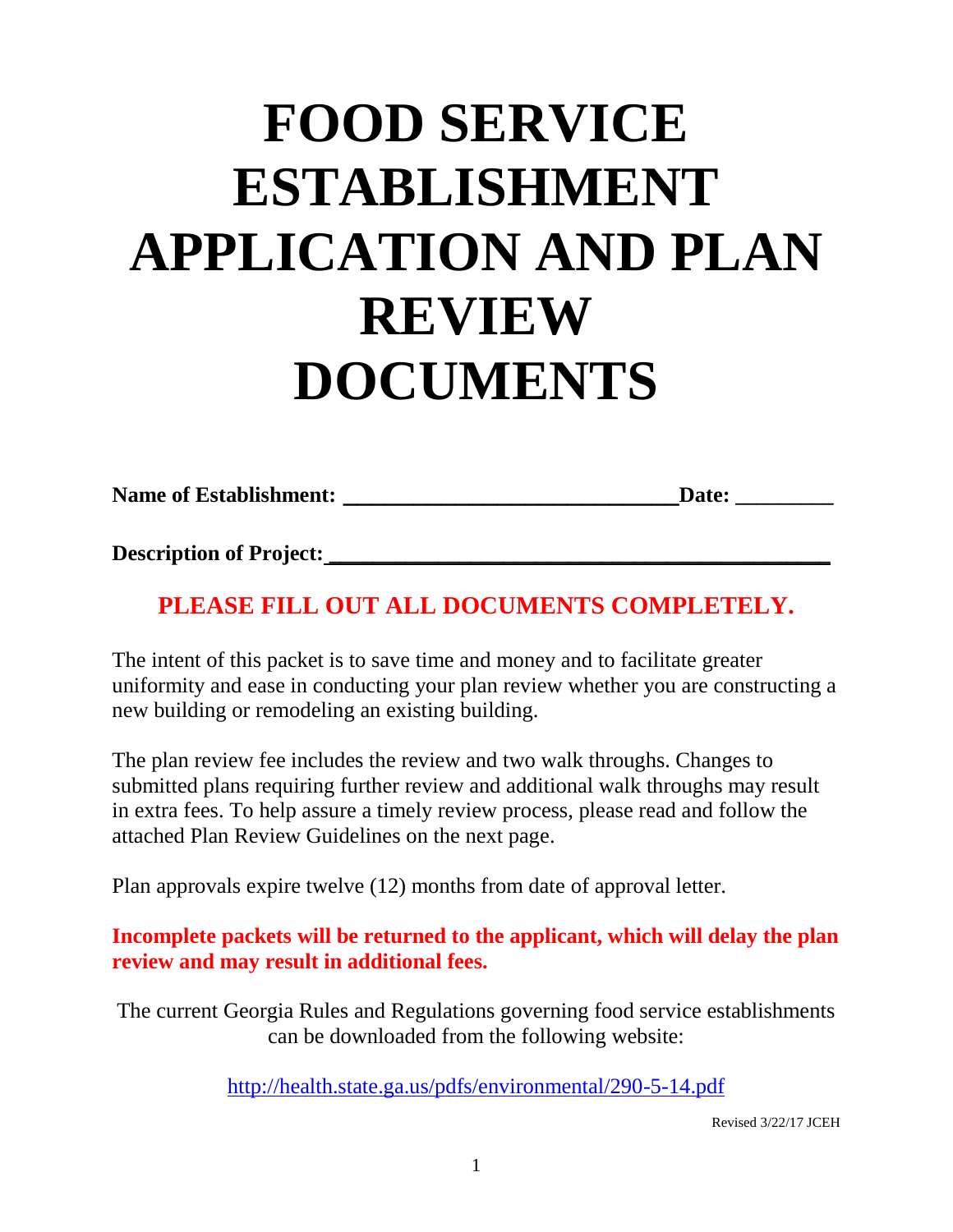# FOOD SERVICE ESTABLISHMENT APPLICATION AND PLAN REVIEW DOCUMENTS

**Name of Establishment: ______________________________Date: _________**

**Description of Project:_____________________________________________**

**PLEASE FILL OUT ALL DOCUMENTS COMPLETELY.**

The intent of this packet is to save time and money and to facilitate greater uniformity and ease in conducting your plan review whether you are constructing a new building or remodeling an existing building.

The plan review fee includes the review and two walk throughs. Changes to submitted plans requiring further review and additional walk throughs may result in extra fees. To help assure a timely review process, please read and follow the attached Plan Review Guidelines on the next page.

Plan approvals expire twelve (12) months from date of approval letter.

**Incomplete packets will be returned to the applicant, which will delay the plan review and may result in additional fees.**

The current Georgia Rules and Regulations governing food service establishments can be downloaded from the following website:

http://health.state.ga.us/pdfs/environmental/290-5-14.pdf

Revised 3/22/17 JCEH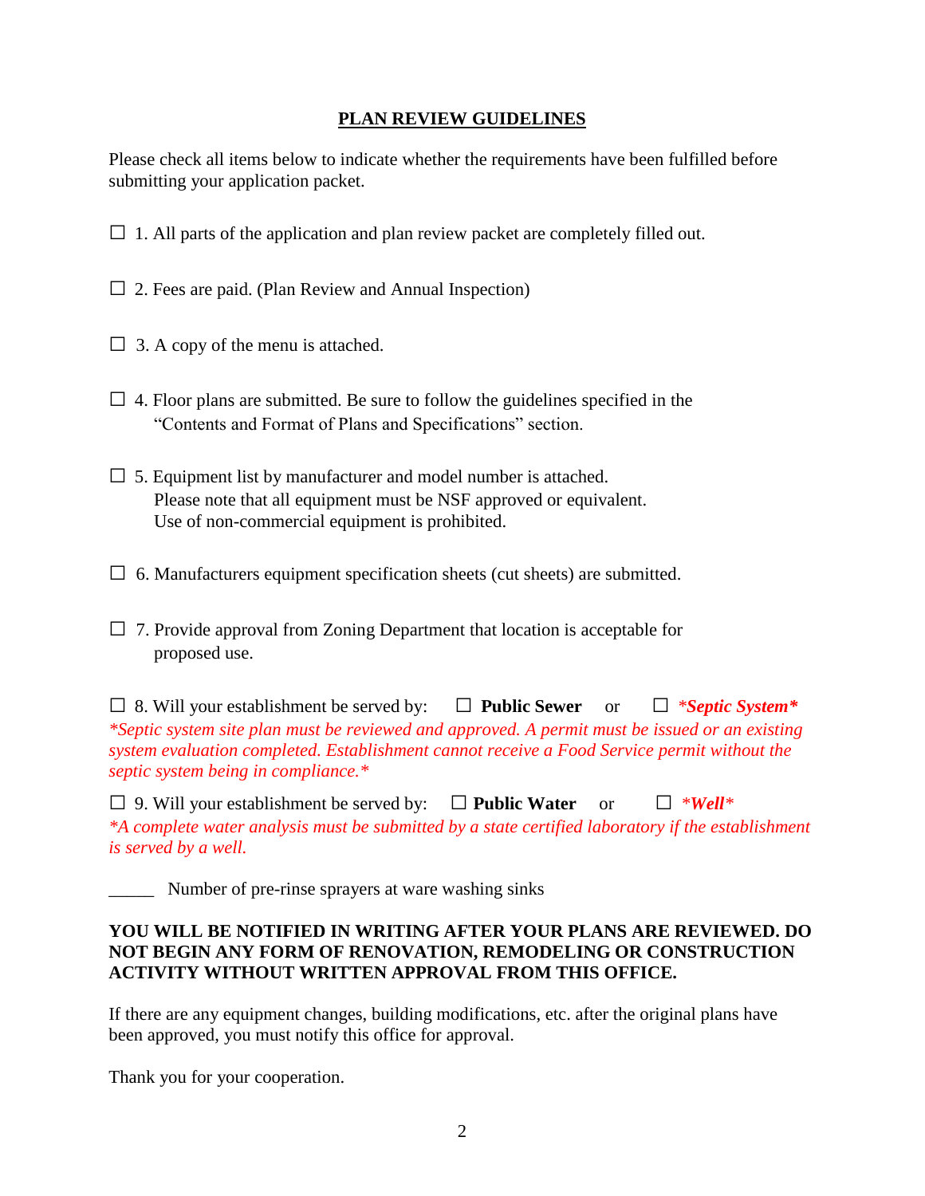# **PLAN REVIEW GUIDELINES**

Please check all items below to indicate whether the requirements have been fulfilled before submitting your application packet.

☐ 1. All parts of the application and plan review packet are completely filled out.

☐ 2. Fees are paid. (Plan Review and Annual Inspection)

☐ 3. A copy of the menu is attached.

☐ 4. Floor plans are submitted. Be sure to follow the guidelines specified in the "Contents and Format of Plans and Specifications" section.

☐ 5. Equipment list by manufacturer and model number is attached. Please note that all equipment must be NSF approved or equivalent. Use of non-commercial equipment is prohibited.

☐ 6. Manufacturers equipment specification sheets (cut sheets) are submitted.

☐ 7. Provide approval from Zoning Department that location is acceptable for proposed use.

☐ 8. Will your establishment be served by: ☐ **Public Sewer** or ☐ *\****Septic System****\**

*\*Septic system site plan must be reviewed and approved. A permit must be issued or an existing system evaluation completed. Establishment cannot receive a Food Service permit without the septic system being in compliance.\**

☐ 9. Will your establishment be served by: ☐ **Public Water** or ☐ *\****Well****\**

*\*A complete water analysis must be submitted by a state certified laboratory if the establishment is served by a well.*

_____ Number of pre-rinse sprayers at ware washing sinks

**YOU WILL BE NOTIFIED IN WRITING AFTER YOUR PLANS ARE REVIEWED. DO NOT BEGIN ANY FORM OF RENOVATION, REMODELING OR CONSTRUCTION ACTIVITY WITHOUT WRITTEN APPROVAL FROM THIS OFFICE.**

If there are any equipment changes, building modifications, etc. after the original plans have been approved, you must notify this office for approval.

Thank you for your cooperation.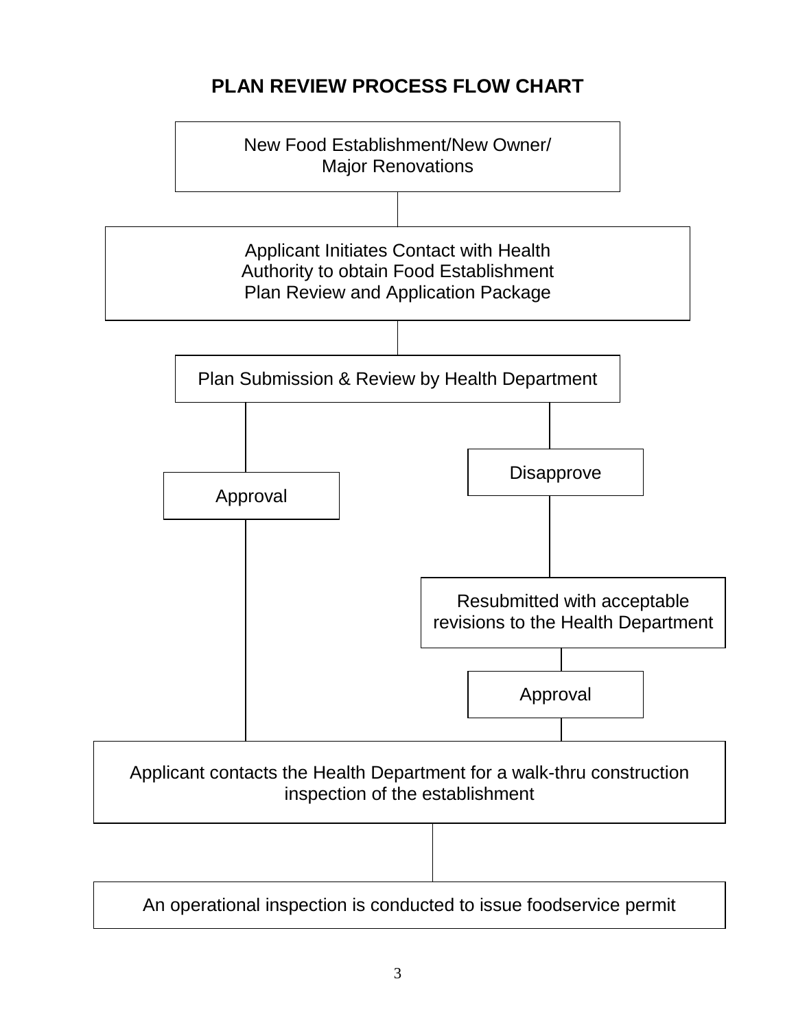## PLAN REVIEW PROCESS FLOW CHART

New Food Establishment/New Owner/ Major Renovations

Applicant Initiates Contact with Health Authority to obtain Food Establishment Plan Review and Application Package

Plan Submission & Review by Health Department

Approval

Disapprove

Resubmitted with acceptable revisions to the Health Department

Approval

Applicant contacts the Health Department for a walk-thru construction inspection of the establishment

An operational inspection is conducted to issue foodservice permit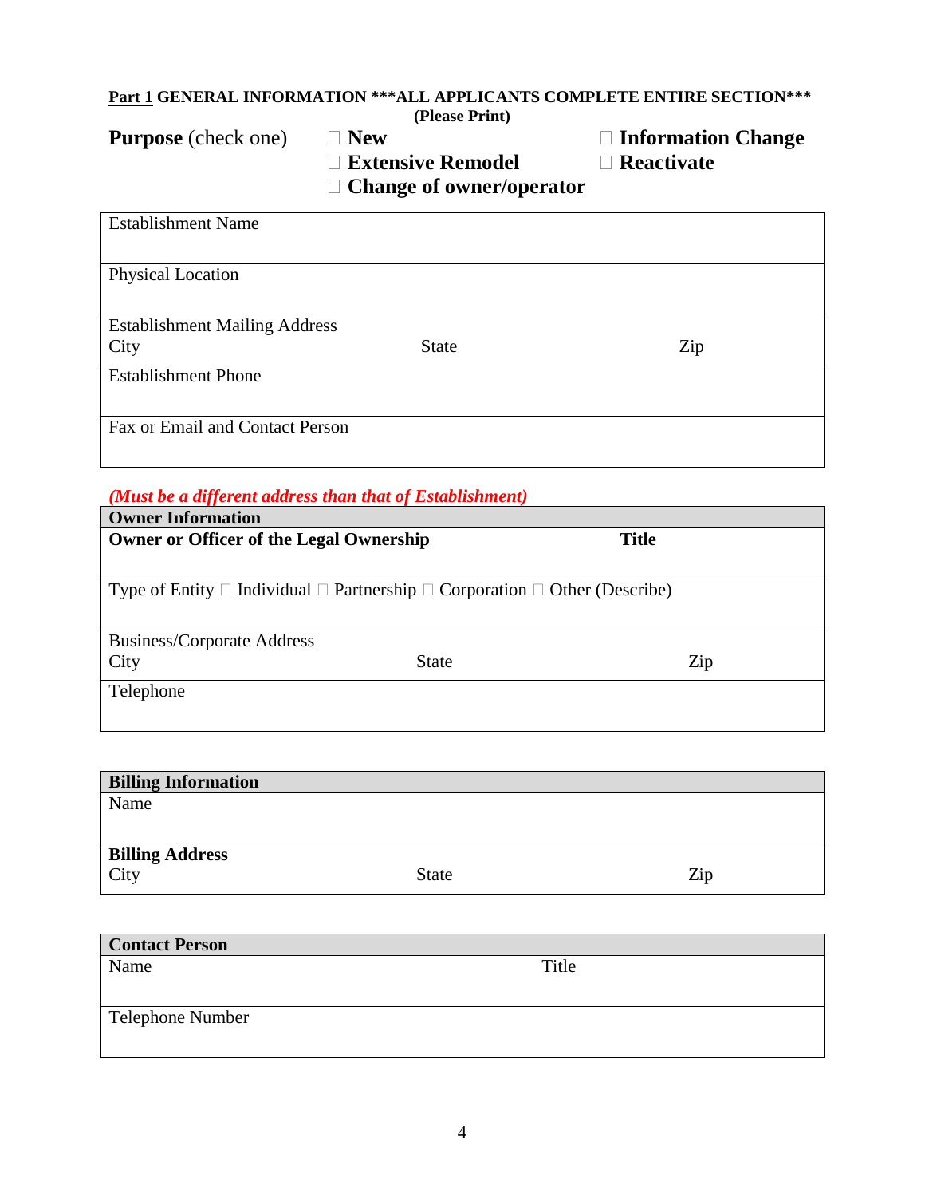**<u>Part 1</u> GENERAL INFORMATION \*\*\*ALL APPLICANTS COMPLETE ENTIRE SECTION\*\*\***

**(Please Print)**

**Purpose** (check one) ☐ **New** ☐ **Information Change**
☐ **Extensive Remodel** ☐ **Reactivate**
☐ **Change of owner/operator**

| | | |
|---|---|---|
| Establishment Name | | |
| Physical Location | | |
| Establishment Mailing Address<br>City | State | Zip |
| Establishment Phone | | |
| Fax or Email and Contact Person | | |

***(Must be a different address than that of Establishment)***

| **Owner Information** | | |
|---|---|---|
| **Owner or Officer of the Legal Ownership** | **Title** | |
| Type of Entity ☐ Individual ☐ Partnership ☐ Corporation ☐ Other (Describe) | | |
| Business/Corporate Address<br>City | State | Zip |
| Telephone | | |

| **Billing Information** | | |
|---|---|---|
| Name | | |
| **Billing Address**<br>City | State | Zip |

| **Contact Person** | |
|---|---|
| Name | Title |
| Telephone Number | |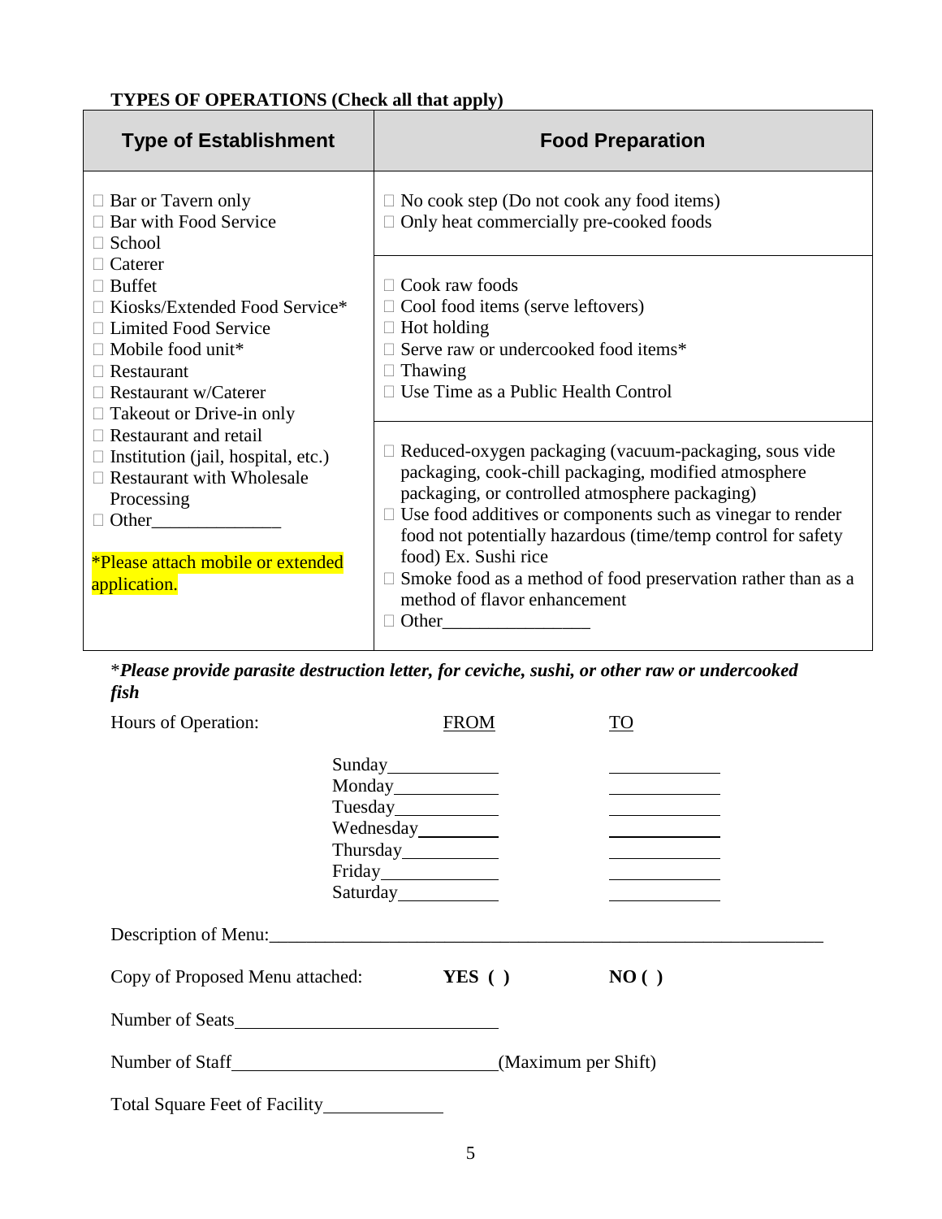**TYPES OF OPERATIONS (Check all that apply)**

| Type of Establishment | Food Preparation |
|---|---|
| ☐ Bar or Tavern only<br>☐ Bar with Food Service<br>☐ School<br>☐ Caterer<br>☐ Buffet<br>☐ Kiosks/Extended Food Service*<br>☐ Limited Food Service<br>☐ Mobile food unit*<br>☐ Restaurant<br>☐ Restaurant w/Caterer<br>☐ Takeout or Drive-in only<br>☐ Restaurant and retail<br>☐ Institution (jail, hospital, etc.)<br>☐ Restaurant with Wholesale Processing<br>☐ Other______________<br><br>*Please attach mobile or extended application. | ☐ No cook step (Do not cook any food items)<br>☐ Only heat commercially pre-cooked foods<br><br>☐ Cook raw foods<br>☐ Cool food items (serve leftovers)<br>☐ Hot holding<br>☐ Serve raw or undercooked food items*<br>☐ Thawing<br>☐ Use Time as a Public Health Control<br><br>☐ Reduced-oxygen packaging (vacuum-packaging, sous vide packaging, cook-chill packaging, modified atmosphere packaging, or controlled atmosphere packaging)<br>☐ Use food additives or components such as vinegar to render food not potentially hazardous (time/temp control for safety food) Ex. Sushi rice<br>☐ Smoke food as a method of food preservation rather than as a method of flavor enhancement<br>☐ Other________________ |

**Please provide parasite destruction letter, for ceviche, sushi, or other raw or undercooked fish*

Hours of Operation:

| | FROM | TO |
|---|---|---|
| Sunday | ____________ | ____________ |
| Monday | ____________ | ____________ |
| Tuesday | ____________ | ____________ |
| Wednesday | ____________ | ____________ |
| Thursday | ____________ | ____________ |
| Friday | ____________ | ____________ |
| Saturday | ____________ | ____________ |

Description of Menu:_______________________________________________________________

Copy of Proposed Menu attached: **YES ( )** **NO ( )**

Number of Seats_____________________________

Number of Staff_____________________________(Maximum per Shift)

Total Square Feet of Facility_____________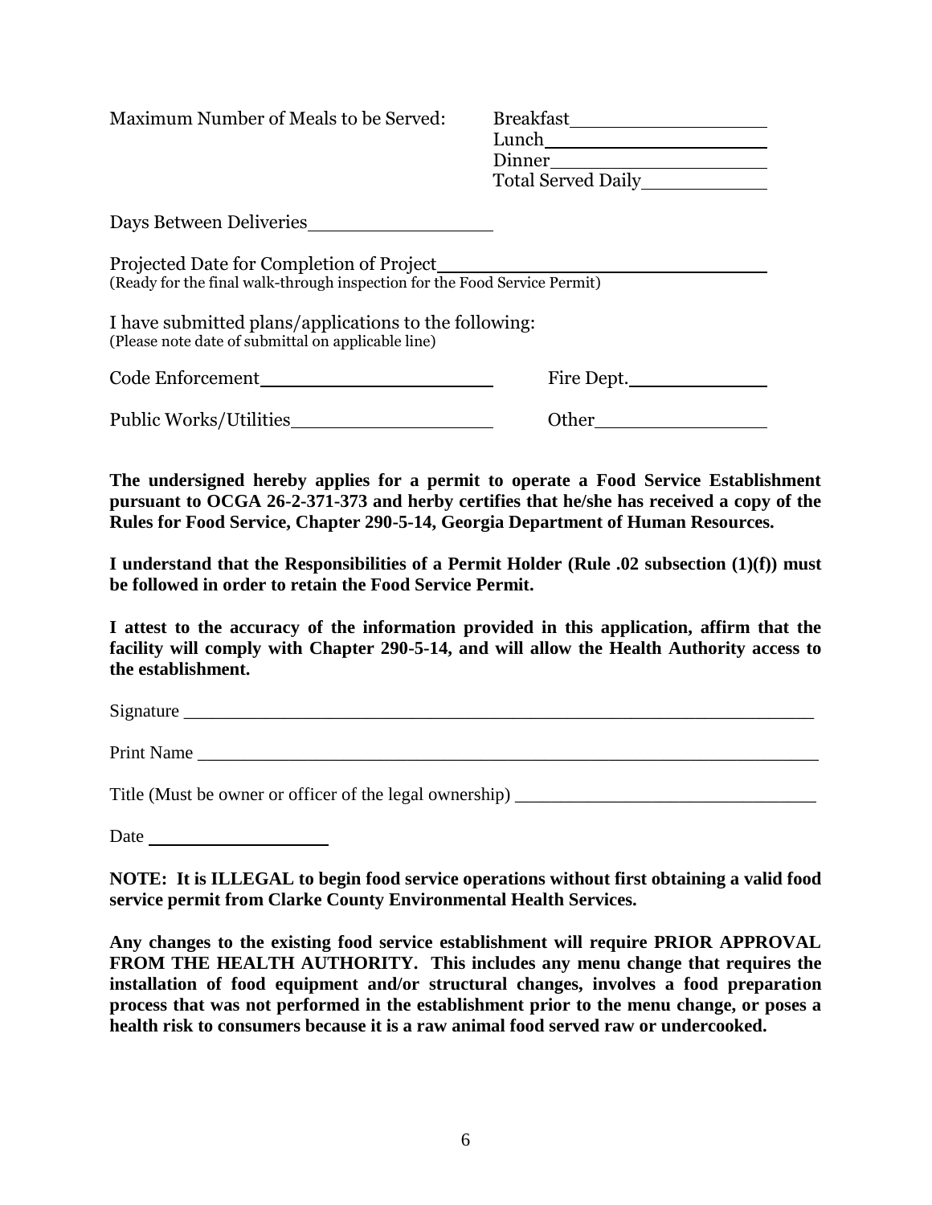Maximum Number of Meals to be Served: Breakfast\_\_\_\_\_\_\_\_\_\_\_\_\_\_\_\_\_\_

Lunch\_\_\_\_\_\_\_\_\_\_\_\_\_\_\_\_\_\_\_\_\_

Dinner\_\_\_\_\_\_\_\_\_\_\_\_\_\_\_\_\_\_\_\_

Total Served Daily\_\_\_\_\_\_\_\_\_\_\_\_

Days Between Deliveries\_\_\_\_\_\_\_\_\_\_\_\_\_\_\_\_\_\_

Projected Date for Completion of Project\_\_\_\_\_\_\_\_\_\_\_\_\_\_\_\_\_\_\_\_\_\_\_\_\_\_\_\_\_\_
(Ready for the final walk-through inspection for the Food Service Permit)

I have submitted plans/applications to the following:
(Please note date of submittal on applicable line)

Code Enforcement\_\_\_\_\_\_\_\_\_\_\_\_\_\_\_\_\_\_\_\_\_\_\_ Fire Dept.\_\_\_\_\_\_\_\_\_\_\_\_\_\_\_

Public Works/Utilities\_\_\_\_\_\_\_\_\_\_\_\_\_\_\_\_\_\_\_\_ Other\_\_\_\_\_\_\_\_\_\_\_\_\_\_\_\_\_\_

**The undersigned hereby applies for a permit to operate a Food Service Establishment pursuant to OCGA 26-2-371-373 and herby certifies that he/she has received a copy of the Rules for Food Service, Chapter 290-5-14, Georgia Department of Human Resources.**

**I understand that the Responsibilities of a Permit Holder (Rule .02 subsection (1)(f)) must be followed in order to retain the Food Service Permit.**

**I attest to the accuracy of the information provided in this application, affirm that the facility will comply with Chapter 290-5-14, and will allow the Health Authority access to the establishment.**

Signature \_\_\_\_\_\_\_\_\_\_\_\_\_\_\_\_\_\_\_\_\_\_\_\_\_\_\_\_\_\_\_\_\_\_\_\_\_\_\_\_\_\_\_\_\_\_\_\_\_\_\_\_\_\_\_\_\_\_\_\_\_\_\_\_\_\_

Print Name \_\_\_\_\_\_\_\_\_\_\_\_\_\_\_\_\_\_\_\_\_\_\_\_\_\_\_\_\_\_\_\_\_\_\_\_\_\_\_\_\_\_\_\_\_\_\_\_\_\_\_\_\_\_\_\_\_\_\_\_\_\_\_\_\_

Title (Must be owner or officer of the legal ownership) \_\_\_\_\_\_\_\_\_\_\_\_\_\_\_\_\_\_\_\_\_\_\_\_\_\_\_\_\_\_\_\_\_

Date \_\_\_\_\_\_\_\_\_\_\_\_\_\_\_\_\_\_\_\_

**NOTE: It is ILLEGAL to begin food service operations without first obtaining a valid food service permit from Clarke County Environmental Health Services.**

**Any changes to the existing food service establishment will require PRIOR APPROVAL FROM THE HEALTH AUTHORITY. This includes any menu change that requires the installation of food equipment and/or structural changes, involves a food preparation process that was not performed in the establishment prior to the menu change, or poses a health risk to consumers because it is a raw animal food served raw or undercooked.**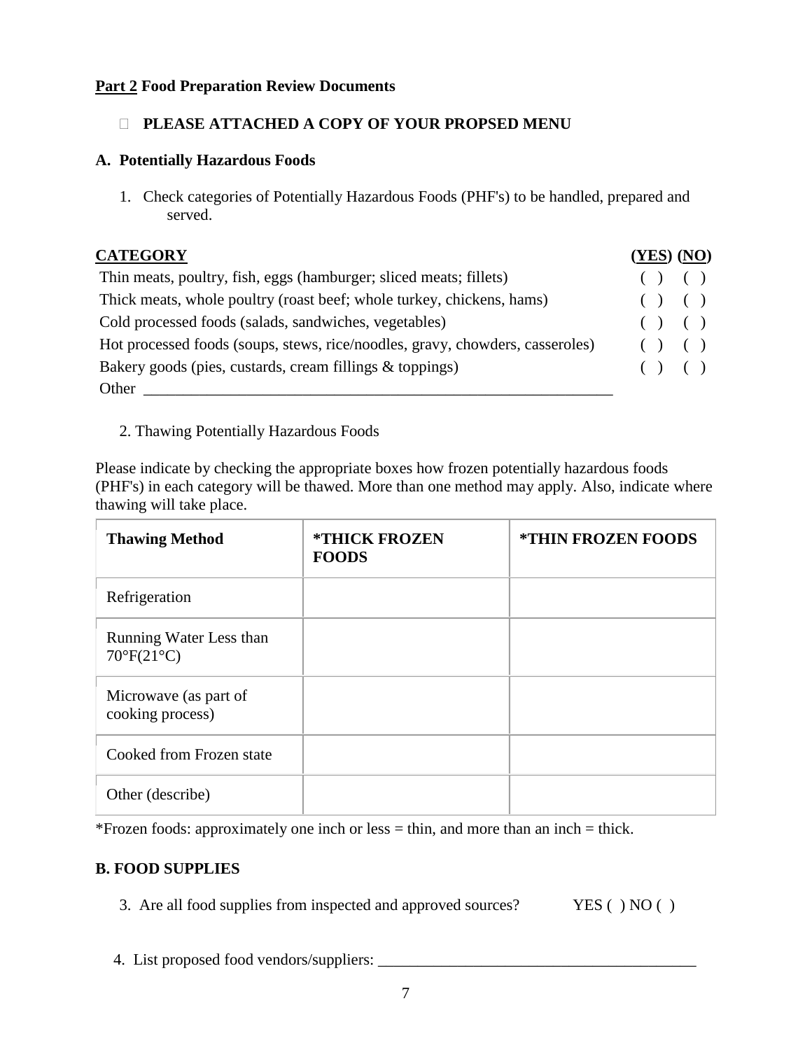**Part 2 Food Preparation Review Documents**

- **PLEASE ATTACHED A COPY OF YOUR PROPSED MENU**

**A. Potentially Hazardous Foods**

1. Check categories of Potentially Hazardous Foods (PHF's) to be handled, prepared and served.

| CATEGORY | (YES) | (NO) |
|---|---|---|
| Thin meats, poultry, fish, eggs (hamburger; sliced meats; fillets) | ( ) | ( ) |
| Thick meats, whole poultry (roast beef; whole turkey, chickens, hams) | ( ) | ( ) |
| Cold processed foods (salads, sandwiches, vegetables) | ( ) | ( ) |
| Hot processed foods (soups, stews, rice/noodles, gravy, chowders, casseroles) | ( ) | ( ) |
| Bakery goods (pies, custards, cream fillings & toppings) | ( ) | ( ) |
| Other ____________________________________________ | | |

2. Thawing Potentially Hazardous Foods

Please indicate by checking the appropriate boxes how frozen potentially hazardous foods (PHF's) in each category will be thawed. More than one method may apply. Also, indicate where thawing will take place.

| Thawing Method | *THICK FROZEN FOODS | *THIN FROZEN FOODS |
|---|---|---|
| Refrigeration | | |
| Running Water Less than 70°F(21°C) | | |
| Microwave (as part of cooking process) | | |
| Cooked from Frozen state | | |
| Other (describe) | | |

*Frozen foods: approximately one inch or less = thin, and more than an inch = thick.

**B. FOOD SUPPLIES**

3. Are all food supplies from inspected and approved sources? YES ( ) NO ( )

4. List proposed food vendors/suppliers: ________________________________________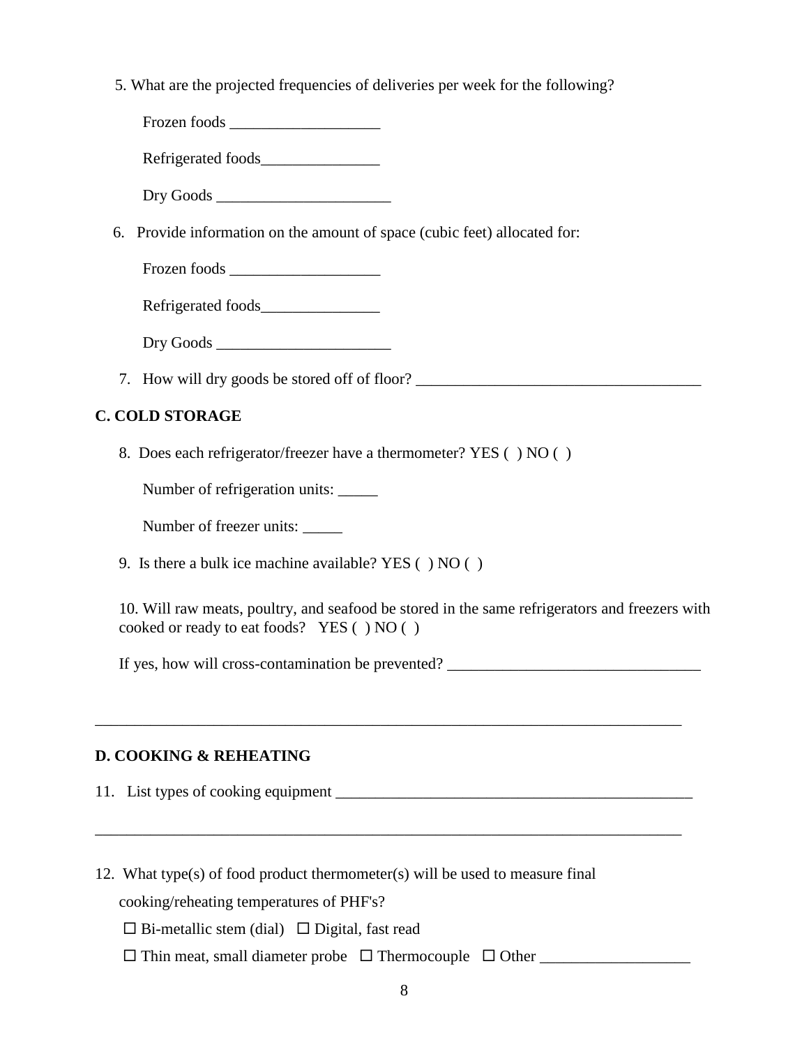5. What are the projected frequencies of deliveries per week for the following?

   Frozen foods ___________________

   Refrigerated foods_______________

   Dry Goods ______________________

6. Provide information on the amount of space (cubic feet) allocated for:

   Frozen foods ___________________

   Refrigerated foods_______________

   Dry Goods ______________________

7. How will dry goods be stored off of floor? ____________________________________

### C. COLD STORAGE

8. Does each refrigerator/freezer have a thermometer? YES ( ) NO ( )

   Number of refrigeration units: _____

   Number of freezer units: _____

9. Is there a bulk ice machine available? YES ( ) NO ( )

10. Will raw meats, poultry, and seafood be stored in the same refrigerators and freezers with cooked or ready to eat foods? YES ( ) NO ( )

    If yes, how will cross-contamination be prevented? ________________________________

_____________________________________________________________________________

### D. COOKING & REHEATING

11. List types of cooking equipment ______________________________________________

_____________________________________________________________________________

12. What type(s) of food product thermometer(s) will be used to measure final cooking/reheating temperatures of PHF's?

    ☐ Bi-metallic stem (dial) ☐ Digital, fast read

    ☐ Thin meat, small diameter probe ☐ Thermocouple ☐ Other ___________________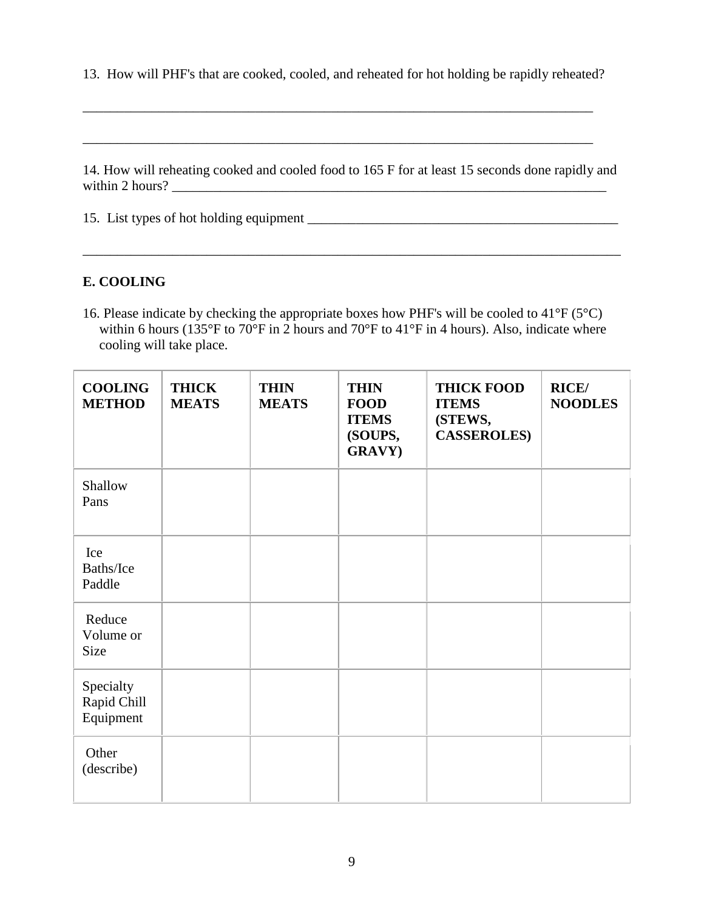13. How will PHF's that are cooked, cooled, and reheated for hot holding be rapidly reheated?

_____________________________________________________________________________

_____________________________________________________________________________

14. How will reheating cooked and cooled food to 165 F for at least 15 seconds done rapidly and within 2 hours? _______________________________________________________________

15. List types of hot holding equipment _____________________________________________

________________________________________________________________________________

## E. COOLING

16. Please indicate by checking the appropriate boxes how PHF's will be cooled to 41°F (5°C) within 6 hours (135°F to 70°F in 2 hours and 70°F to 41°F in 4 hours). Also, indicate where cooling will take place.

| **COOLING METHOD** | **THICK MEATS** | **THIN MEATS** | **THIN FOOD ITEMS (SOUPS, GRAVY)** | **THICK FOOD ITEMS (STEWS, CASSEROLES)** | **RICE/ NOODLES** |
|---|---|---|---|---|---|
| Shallow Pans | | | | | |
| Ice Baths/Ice Paddle | | | | | |
| Reduce Volume or Size | | | | | |
| Specialty Rapid Chill Equipment | | | | | |
| Other (describe) | | | | | |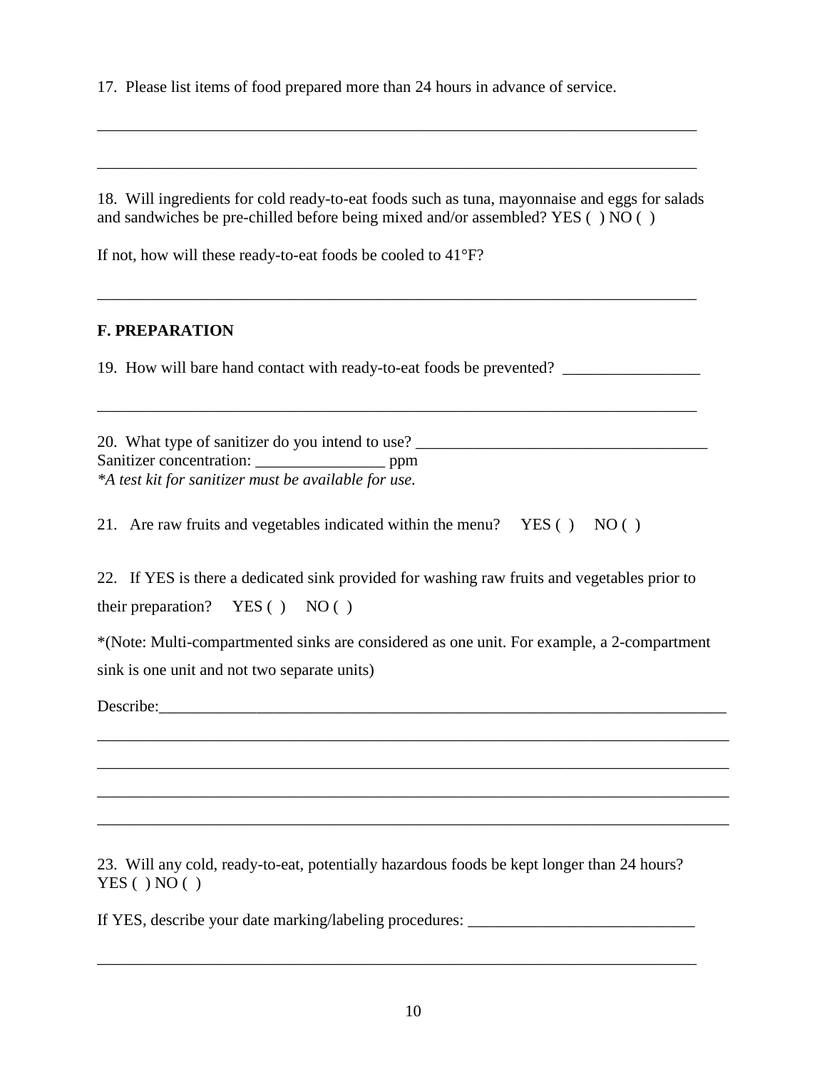17. Please list items of food prepared more than 24 hours in advance of service.

_____________________________________________________________________________

_____________________________________________________________________________

18. Will ingredients for cold ready-to-eat foods such as tuna, mayonnaise and eggs for salads and sandwiches be pre-chilled before being mixed and/or assembled? YES ( ) NO ( )

If not, how will these ready-to-eat foods be cooled to 41°F?

_____________________________________________________________________________

**F. PREPARATION**

19. How will bare hand contact with ready-to-eat foods be prevented? _________________

_____________________________________________________________________________

20. What type of sanitizer do you intend to use? _____________________________________
Sanitizer concentration: ________________ ppm
*A test kit for sanitizer must be available for use.*

21. Are raw fruits and vegetables indicated within the menu? YES ( ) NO ( )

22. If YES is there a dedicated sink provided for washing raw fruits and vegetables prior to their preparation? YES ( ) NO ( )

*(Note: Multi-compartmented sinks are considered as one unit. For example, a 2-compartment sink is one unit and not two separate units)

Describe:_____________________________________________________________________

_______________________________________________________________________________

_______________________________________________________________________________

_______________________________________________________________________________

_______________________________________________________________________________

23. Will any cold, ready-to-eat, potentially hazardous foods be kept longer than 24 hours? YES ( ) NO ( )

If YES, describe your date marking/labeling procedures: ____________________________

_____________________________________________________________________________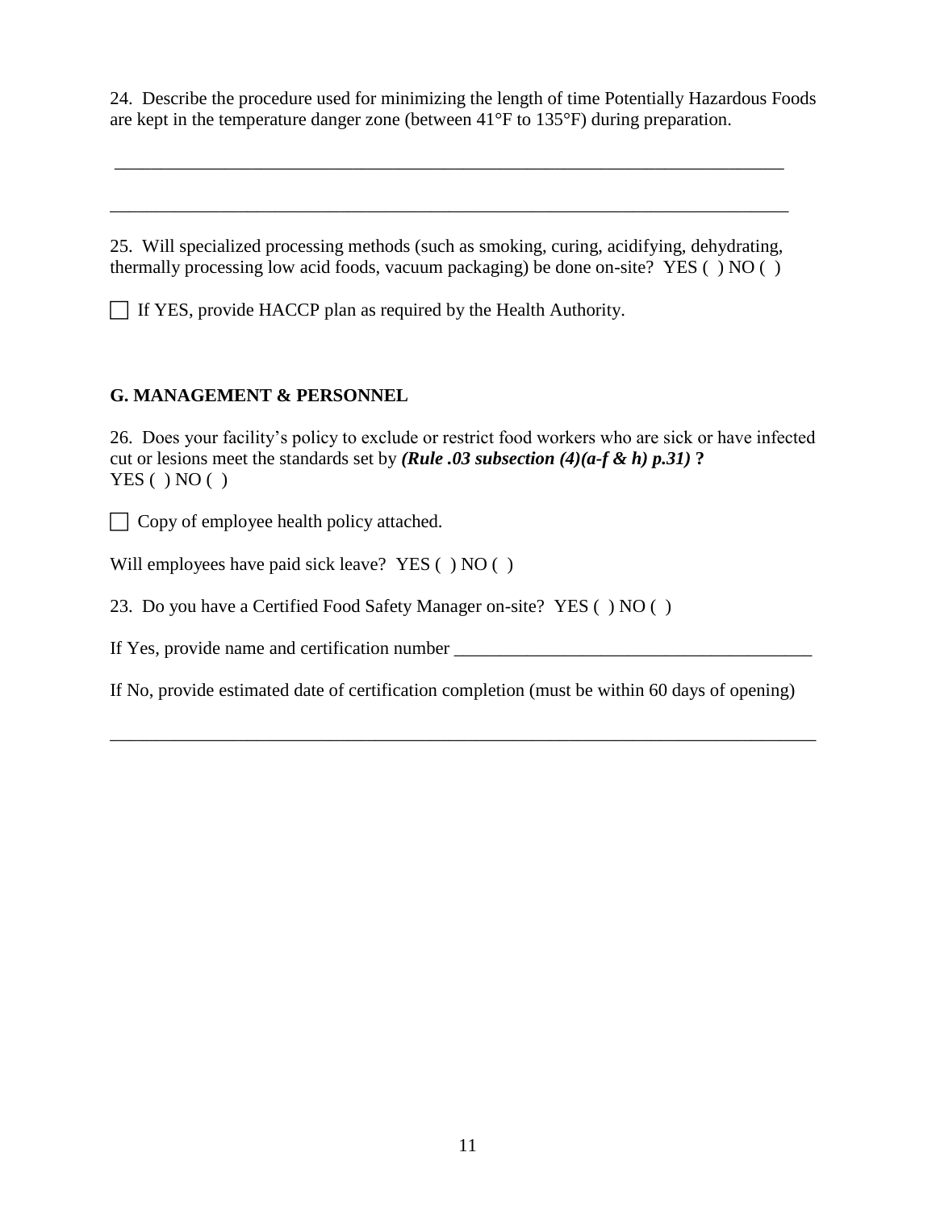24. Describe the procedure used for minimizing the length of time Potentially Hazardous Foods are kept in the temperature danger zone (between 41°F to 135°F) during preparation.

_____________________________________________________________________________

_____________________________________________________________________________

25. Will specialized processing methods (such as smoking, curing, acidifying, dehydrating, thermally processing low acid foods, vacuum packaging) be done on-site? YES ( ) NO ( )

☐ If YES, provide HACCP plan as required by the Health Authority.

## G. MANAGEMENT & PERSONNEL

26. Does your facility's policy to exclude or restrict food workers who are sick or have infected cut or lesions meet the standards set by ***(Rule .03 subsection (4)(a-f & h) p.31)*** **?**
YES ( ) NO ( )

☐ Copy of employee health policy attached.

Will employees have paid sick leave? YES ( ) NO ( )

23. Do you have a Certified Food Safety Manager on-site? YES ( ) NO ( )

If Yes, provide name and certification number ________________________________________

If No, provide estimated date of certification completion (must be within 60 days of opening)

_____________________________________________________________________________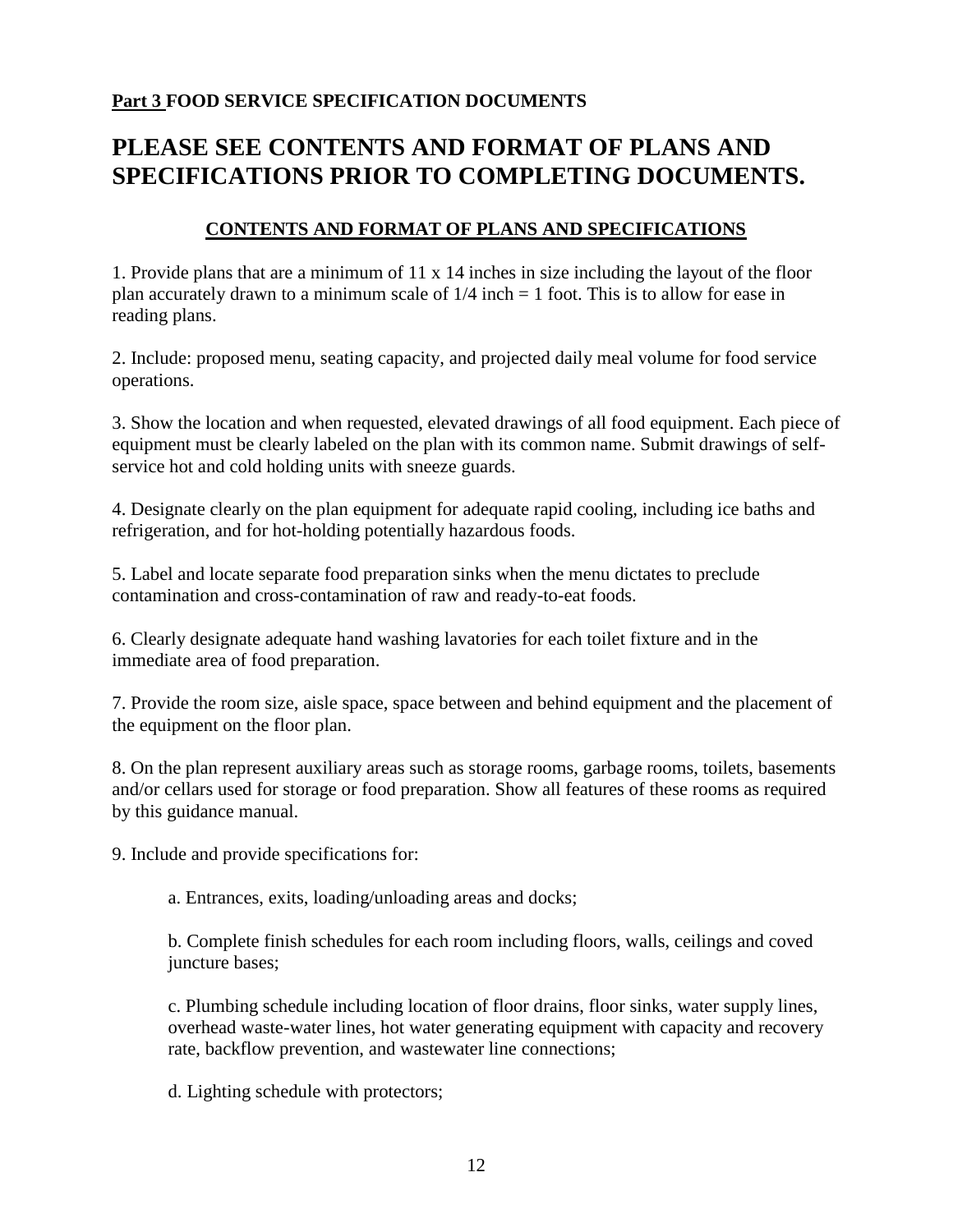**<u>Part 3</u> FOOD SERVICE SPECIFICATION DOCUMENTS**

# PLEASE SEE CONTENTS AND FORMAT OF PLANS AND SPECIFICATIONS PRIOR TO COMPLETING DOCUMENTS.

## CONTENTS AND FORMAT OF PLANS AND SPECIFICATIONS

1. Provide plans that are a minimum of 11 x 14 inches in size including the layout of the floor plan accurately drawn to a minimum scale of 1/4 inch = 1 foot. This is to allow for ease in reading plans.

2. Include: proposed menu, seating capacity, and projected daily meal volume for food service operations.

3. Show the location and when requested, elevated drawings of all food equipment. Each piece of equipment must be clearly labeled on the plan with its common name. Submit drawings of self-service hot and cold holding units with sneeze guards.

4. Designate clearly on the plan equipment for adequate rapid cooling, including ice baths and refrigeration, and for hot-holding potentially hazardous foods.

5. Label and locate separate food preparation sinks when the menu dictates to preclude contamination and cross-contamination of raw and ready-to-eat foods.

6. Clearly designate adequate hand washing lavatories for each toilet fixture and in the immediate area of food preparation.

7. Provide the room size, aisle space, space between and behind equipment and the placement of the equipment on the floor plan.

8. On the plan represent auxiliary areas such as storage rooms, garbage rooms, toilets, basements and/or cellars used for storage or food preparation. Show all features of these rooms as required by this guidance manual.

9. Include and provide specifications for:

   a. Entrances, exits, loading/unloading areas and docks;

   b. Complete finish schedules for each room including floors, walls, ceilings and coved juncture bases;

   c. Plumbing schedule including location of floor drains, floor sinks, water supply lines, overhead waste-water lines, hot water generating equipment with capacity and recovery rate, backflow prevention, and wastewater line connections;

   d. Lighting schedule with protectors;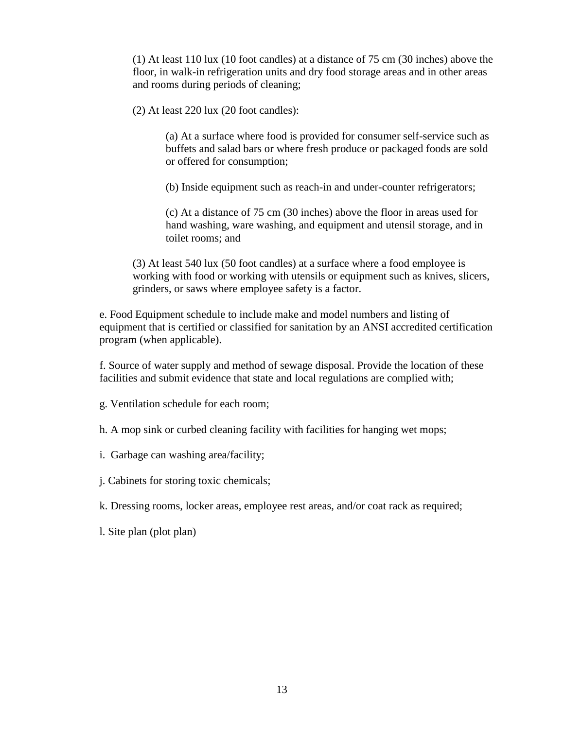(1) At least 110 lux (10 foot candles) at a distance of 75 cm (30 inches) above the floor, in walk-in refrigeration units and dry food storage areas and in other areas and rooms during periods of cleaning;

(2) At least 220 lux (20 foot candles):

(a) At a surface where food is provided for consumer self-service such as buffets and salad bars or where fresh produce or packaged foods are sold or offered for consumption;

(b) Inside equipment such as reach-in and under-counter refrigerators;

(c) At a distance of 75 cm (30 inches) above the floor in areas used for hand washing, ware washing, and equipment and utensil storage, and in toilet rooms; and

(3) At least 540 lux (50 foot candles) at a surface where a food employee is working with food or working with utensils or equipment such as knives, slicers, grinders, or saws where employee safety is a factor.

e. Food Equipment schedule to include make and model numbers and listing of equipment that is certified or classified for sanitation by an ANSI accredited certification program (when applicable).

f. Source of water supply and method of sewage disposal. Provide the location of these facilities and submit evidence that state and local regulations are complied with;

g. Ventilation schedule for each room;

h. A mop sink or curbed cleaning facility with facilities for hanging wet mops;

i. Garbage can washing area/facility;

j. Cabinets for storing toxic chemicals;

k. Dressing rooms, locker areas, employee rest areas, and/or coat rack as required;

l. Site plan (plot plan)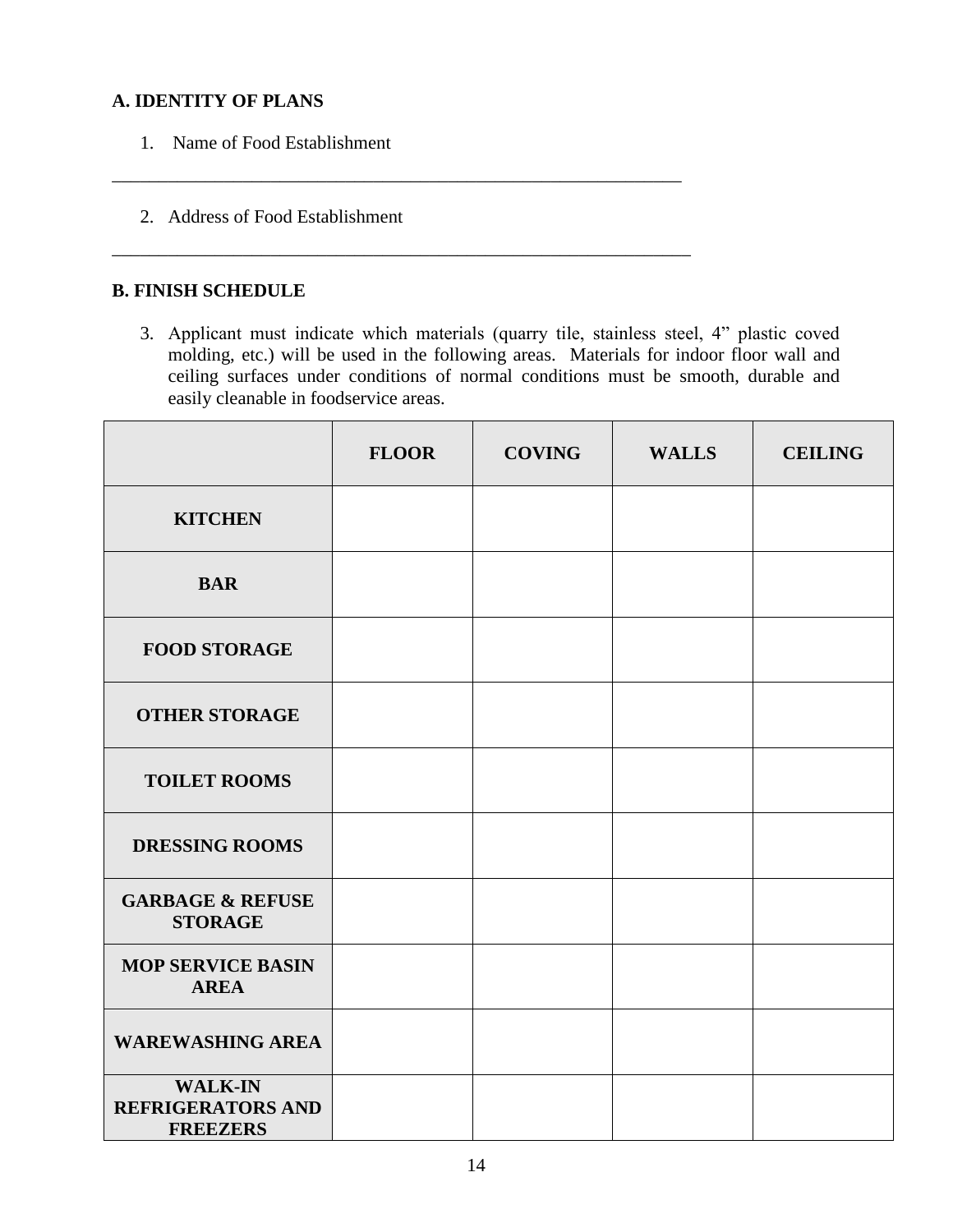**A. IDENTITY OF PLANS**

1. Name of Food Establishment

_______________________________________________________________

2. Address of Food Establishment

________________________________________________________________

**B. FINISH SCHEDULE**

3. Applicant must indicate which materials (quarry tile, stainless steel, 4" plastic coved molding, etc.) will be used in the following areas. Materials for indoor floor wall and ceiling surfaces under conditions of normal conditions must be smooth, durable and easily cleanable in foodservice areas.

| | FLOOR | COVING | WALLS | CEILING |
|---|---|---|---|---|
| **KITCHEN** | | | | |
| **BAR** | | | | |
| **FOOD STORAGE** | | | | |
| **OTHER STORAGE** | | | | |
| **TOILET ROOMS** | | | | |
| **DRESSING ROOMS** | | | | |
| **GARBAGE & REFUSE STORAGE** | | | | |
| **MOP SERVICE BASIN AREA** | | | | |
| **WAREWASHING AREA** | | | | |
| **WALK-IN REFRIGERATORS AND FREEZERS** | | | | |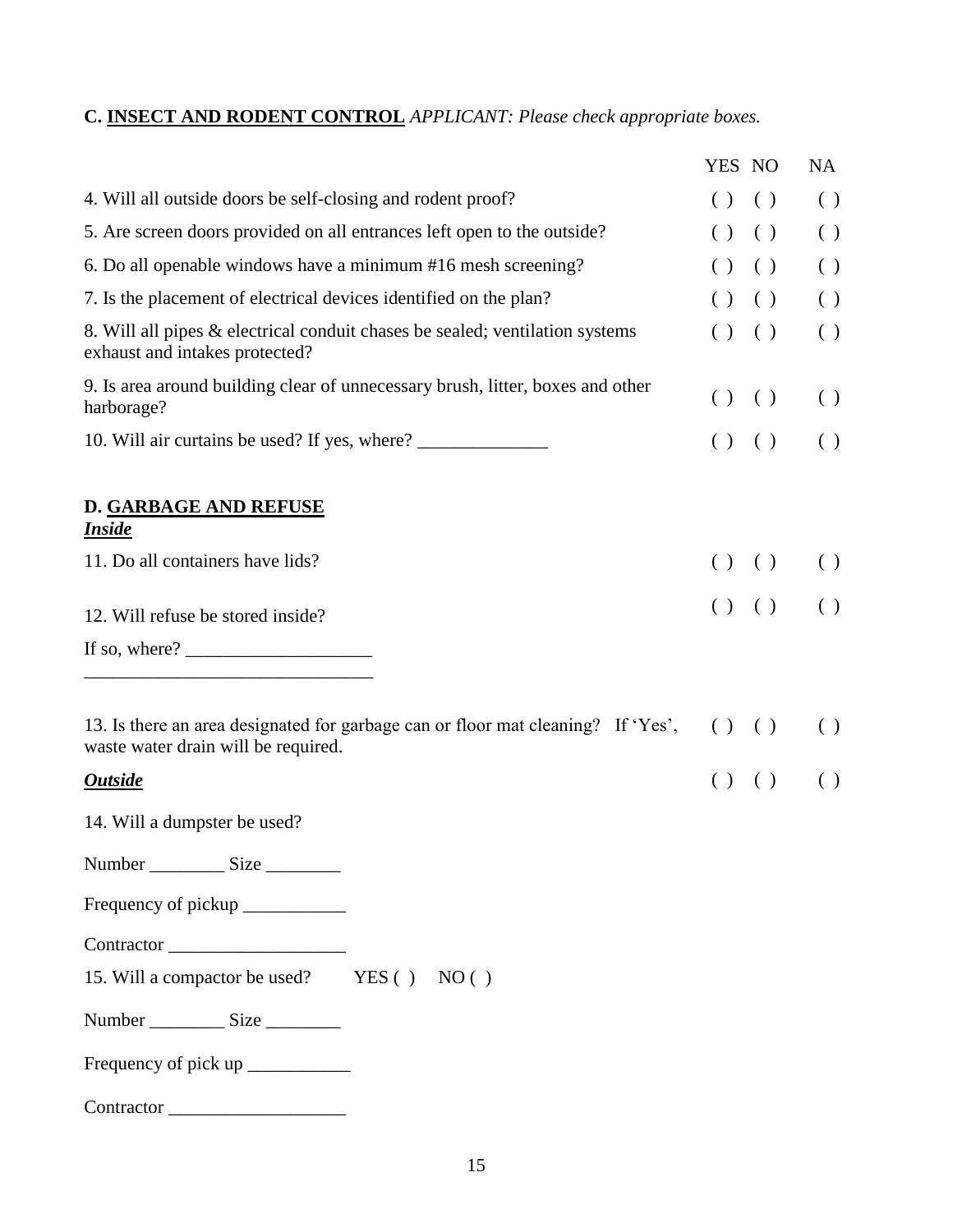**C. INSECT AND RODENT CONTROL** *APPLICANT: Please check appropriate boxes.*

| | YES | NO | NA |
|---|---|---|---|
| 4. Will all outside doors be self-closing and rodent proof? | ( ) | ( ) | ( ) |
| 5. Are screen doors provided on all entrances left open to the outside? | ( ) | ( ) | ( ) |
| 6. Do all openable windows have a minimum #16 mesh screening? | ( ) | ( ) | ( ) |
| 7. Is the placement of electrical devices identified on the plan? | ( ) | ( ) | ( ) |
| 8. Will all pipes & electrical conduit chases be sealed; ventilation systems exhaust and intakes protected? | ( ) | ( ) | ( ) |
| 9. Is area around building clear of unnecessary brush, litter, boxes and other harborage? | ( ) | ( ) | ( ) |
| 10. Will air curtains be used? If yes, where? ______________ | ( ) | ( ) | ( ) |

**D. GARBAGE AND REFUSE**

***Inside***

| | YES | NO | NA |
|---|---|---|---|
| 11. Do all containers have lids? | ( ) | ( ) | ( ) |
| 12. Will refuse be stored inside? | ( ) | ( ) | ( ) |

If so, where? ____________________

_______________________________

| | YES | NO | NA |
|---|---|---|---|
| 13. Is there an area designated for garbage can or floor mat cleaning? If 'Yes', waste water drain will be required. | ( ) | ( ) | ( ) |

***Outside***

| | YES | NO | NA |
|---|---|---|---|
| 14. Will a dumpster be used? | ( ) | ( ) | ( ) |

Number ________ Size ________

Frequency of pickup ___________

Contractor ___________________

15. Will a compactor be used? YES ( ) NO ( )

Number ________ Size ________

Frequency of pick up ___________

Contractor ___________________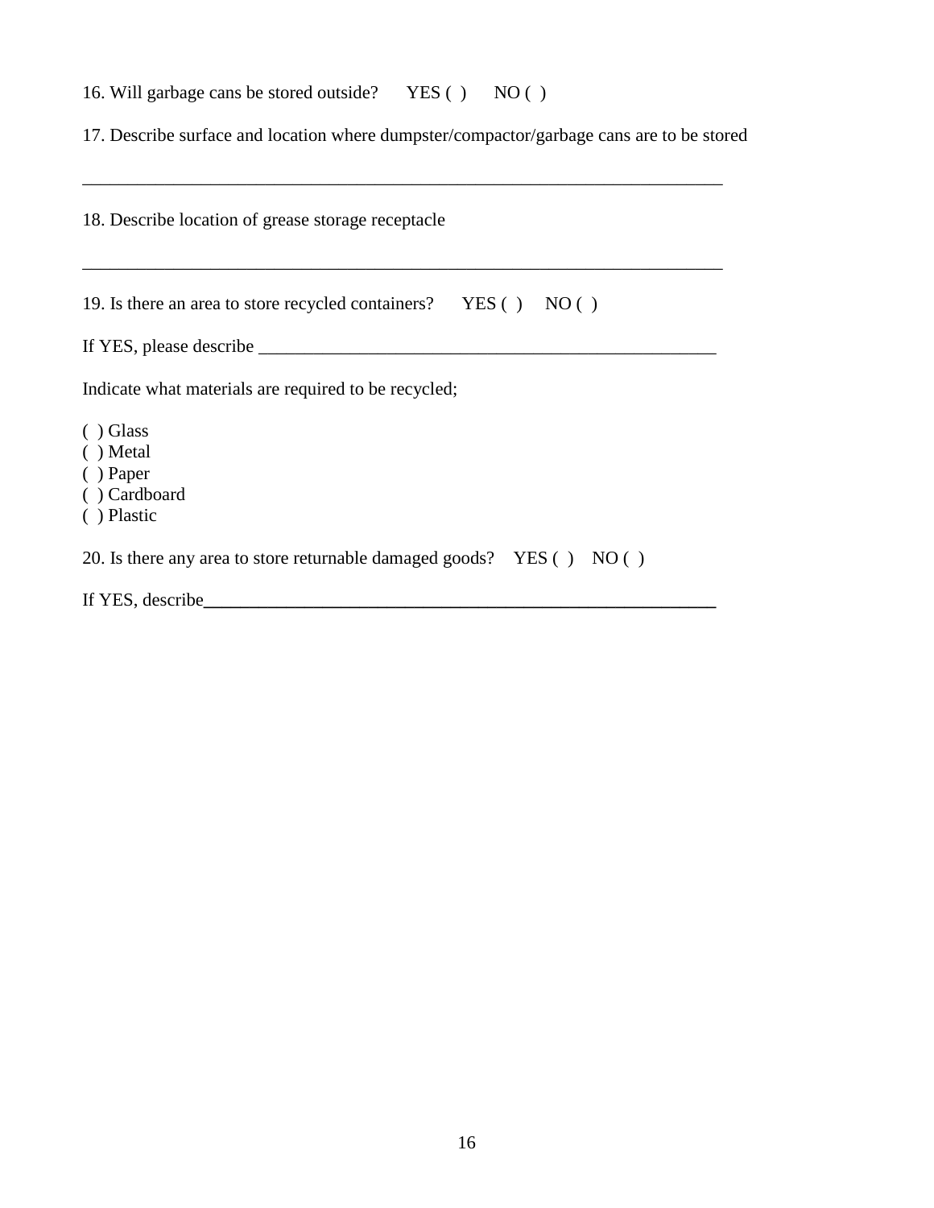16. Will garbage cans be stored outside?  YES ( )  NO ( )

17. Describe surface and location where dumpster/compactor/garbage cans are to be stored

_______________________________________________________________________

18. Describe location of grease storage receptacle

_______________________________________________________________________

19. Is there an area to store recycled containers?  YES ( )  NO ( )

If YES, please describe ________________________________________________

Indicate what materials are required to be recycled;

( ) Glass  
( ) Metal  
( ) Paper  
( ) Cardboard  
( ) Plastic

20. Is there any area to store returnable damaged goods?  YES ( )  NO ( )

If YES, describe___________________________________________________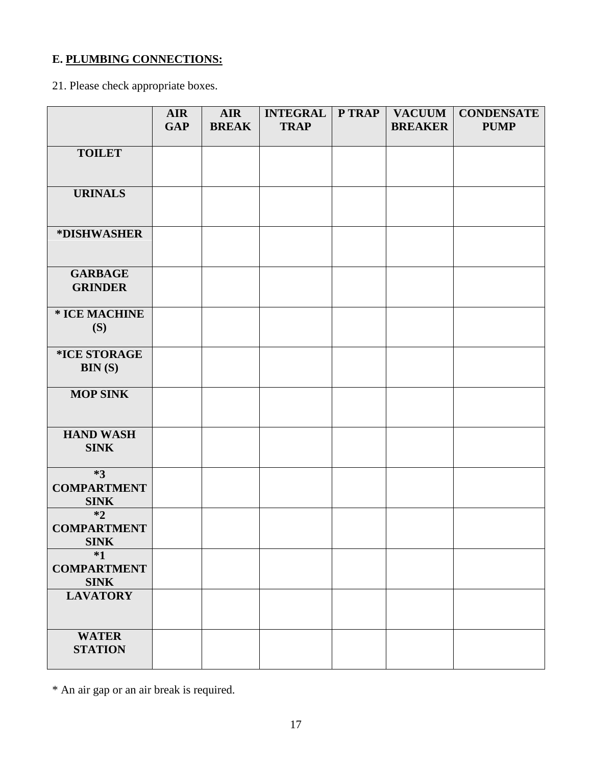**E. <u>PLUMBING CONNECTIONS:</u>**

21. Please check appropriate boxes.

| | AIR GAP | AIR BREAK | INTEGRAL TRAP | P TRAP | VACUUM BREAKER | CONDENSATE PUMP |
|---|---|---|---|---|---|---|
| **TOILET** | | | | | | |
| **URINALS** | | | | | | |
| ***DISHWASHER** | | | | | | |
| **GARBAGE GRINDER** | | | | | | |
| *** ICE MACHINE (S)** | | | | | | |
| ***ICE STORAGE BIN (S)** | | | | | | |
| **MOP SINK** | | | | | | |
| **HAND WASH SINK** | | | | | | |
| ***3 COMPARTMENT SINK** | | | | | | |
| ***2 COMPARTMENT SINK** | | | | | | |
| ***1 COMPARTMENT SINK** | | | | | | |
| **LAVATORY** | | | | | | |
| **WATER STATION** | | | | | | |

* An air gap or an air break is required.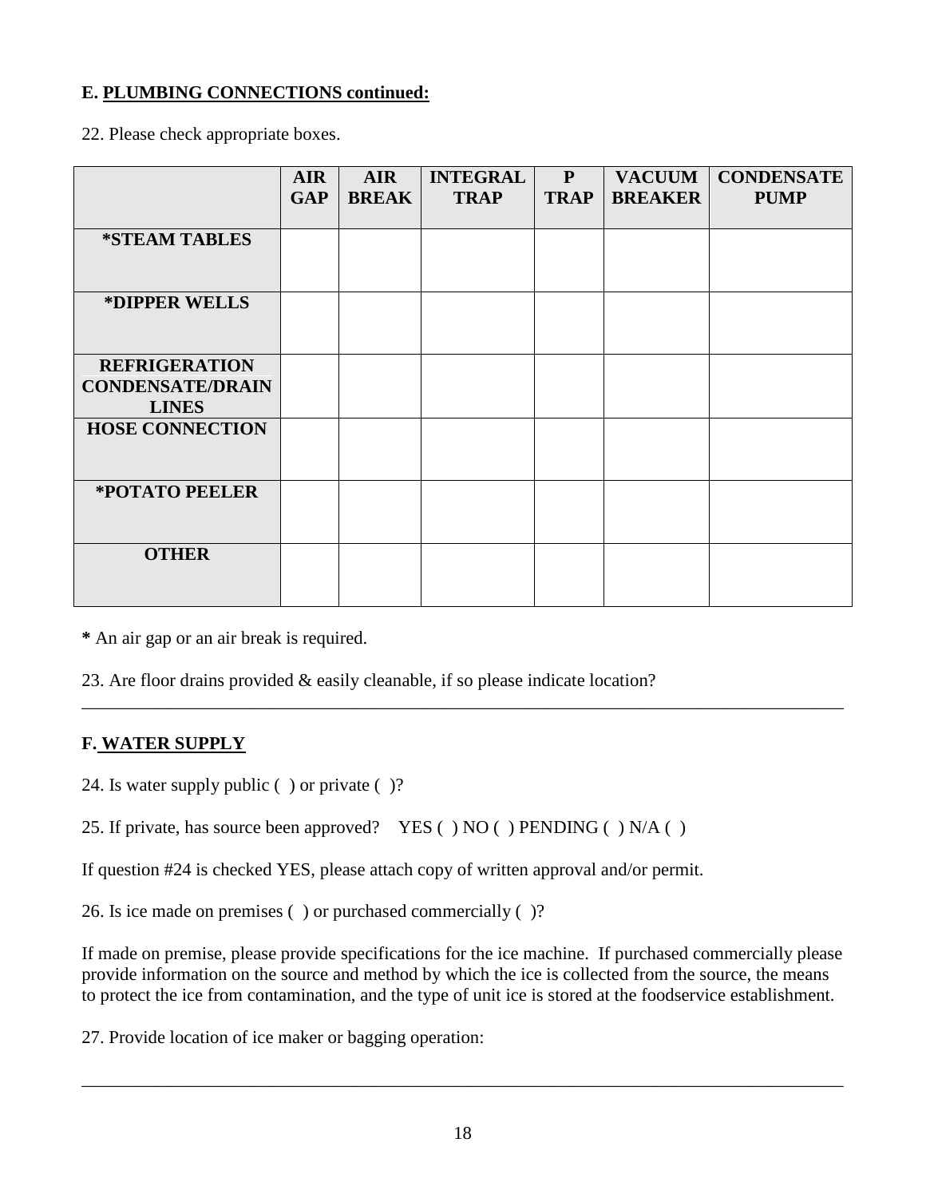**E. PLUMBING CONNECTIONS continued:**

22. Please check appropriate boxes.

| | AIR GAP | AIR BREAK | INTEGRAL TRAP | P TRAP | VACUUM BREAKER | CONDENSATE PUMP |
|---|---|---|---|---|---|---|
| ***STEAM TABLES** | | | | | | |
| ***DIPPER WELLS** | | | | | | |
| **REFRIGERATION CONDENSATE/DRAIN LINES** | | | | | | |
| **HOSE CONNECTION** | | | | | | |
| ***POTATO PEELER** | | | | | | |
| **OTHER** | | | | | | |

**\*** An air gap or an air break is required.

23. Are floor drains provided & easily cleanable, if so please indicate location?

_______________________________________________________________________________

**F. WATER SUPPLY**

24. Is water supply public ( ) or private ( )?

25. If private, has source been approved? YES ( ) NO ( ) PENDING ( ) N/A ( )

If question #24 is checked YES, please attach copy of written approval and/or permit.

26. Is ice made on premises ( ) or purchased commercially ( )?

If made on premise, please provide specifications for the ice machine. If purchased commercially please provide information on the source and method by which the ice is collected from the source, the means to protect the ice from contamination, and the type of unit ice is stored at the foodservice establishment.

27. Provide location of ice maker or bagging operation:

_______________________________________________________________________________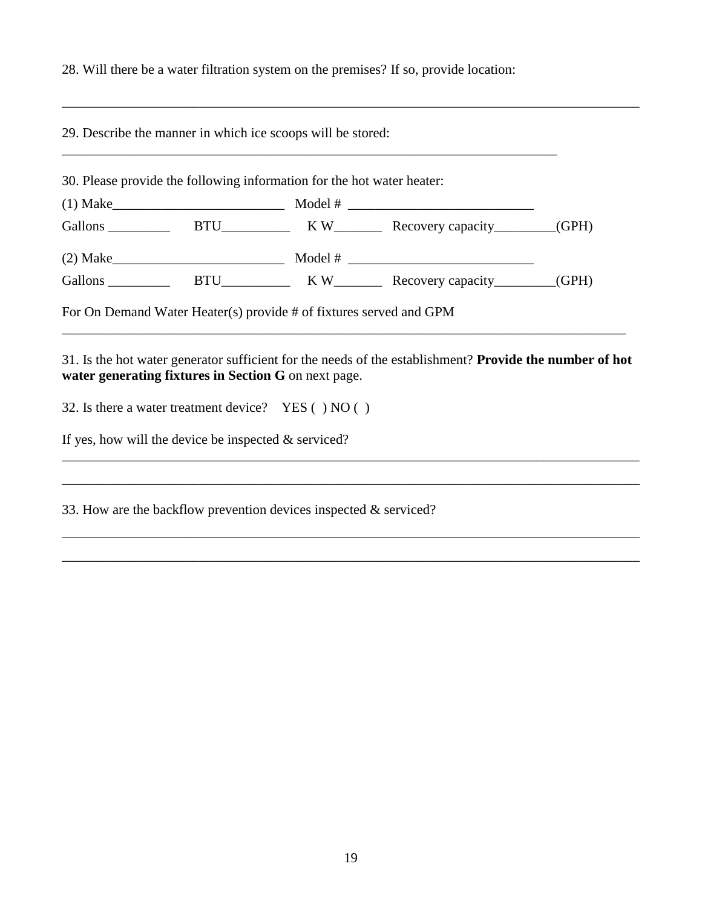28. Will there be a water filtration system on the premises? If so, provide location:

_______________________________________________________________________________________

29. Describe the manner in which ice scoops will be stored:
___________________________________________________________________________

30. Please provide the following information for the hot water heater:

(1) Make_________________________ Model # ___________________________

Gallons _________ BTU__________ K W_______ Recovery capacity_________(GPH)

(2) Make_________________________ Model # ___________________________

Gallons _________ BTU__________ K W_______ Recovery capacity_________(GPH)

For On Demand Water Heater(s) provide # of fixtures served and GPM
_____________________________________________________________________________________

31. Is the hot water generator sufficient for the needs of the establishment? **Provide the number of hot water generating fixtures in Section G** on next page.

32. Is there a water treatment device? YES ( ) NO ( )

If yes, how will the device be inspected & serviced?
_______________________________________________________________________________________

_______________________________________________________________________________________

33. How are the backflow prevention devices inspected & serviced?

_______________________________________________________________________________________

_______________________________________________________________________________________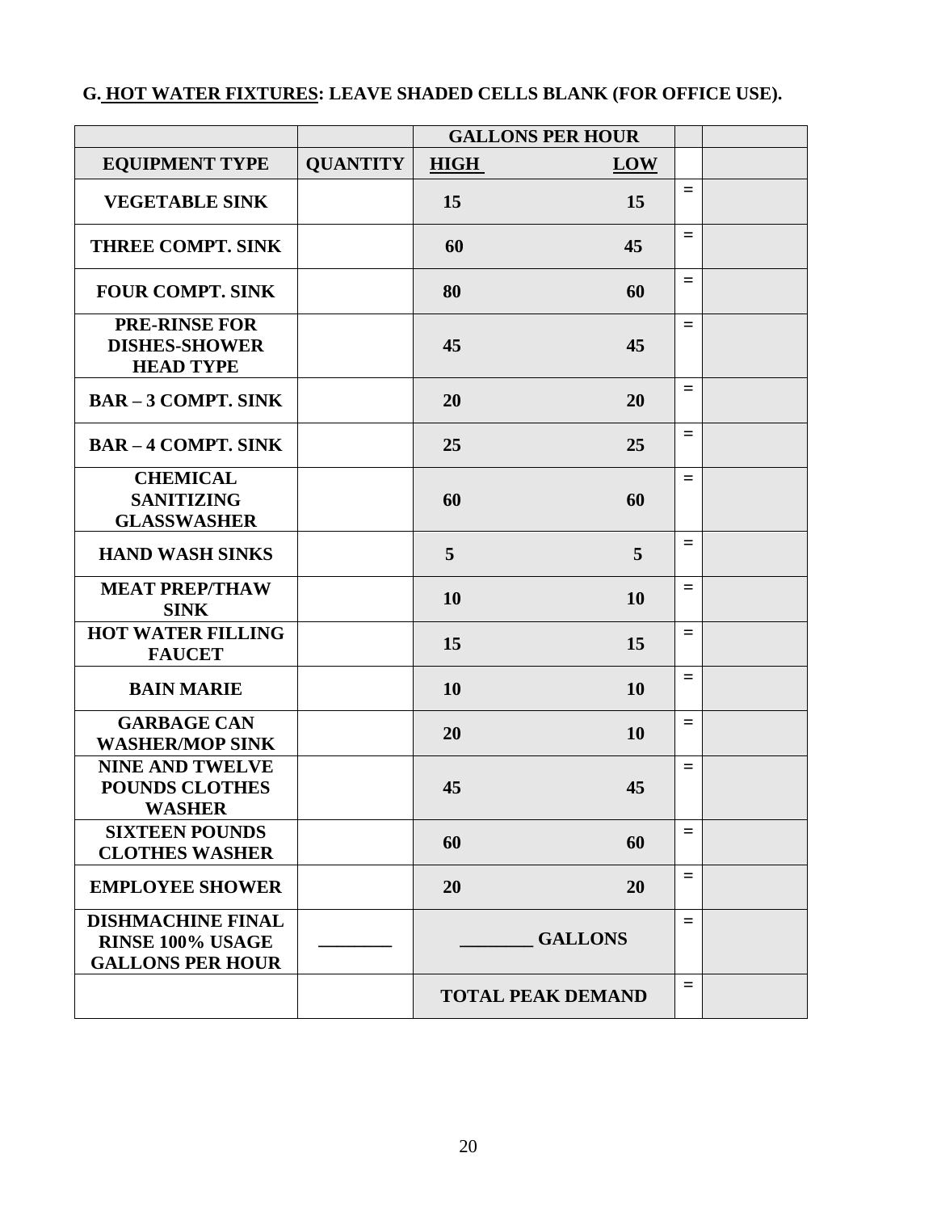**G. <u>HOT WATER FIXTURES</u>: LEAVE SHADED CELLS BLANK (FOR OFFICE USE).**

| | | GALLONS PER HOUR | | | |
|---|---|---|---|---|---|
| **EQUIPMENT TYPE** | **QUANTITY** | **HIGH** | **LOW** | | |
| **VEGETABLE SINK** | | **15** | **15** | **=** | |
| **THREE COMPT. SINK** | | **60** | **45** | **=** | |
| **FOUR COMPT. SINK** | | **80** | **60** | **=** | |
| **PRE-RINSE FOR DISHES-SHOWER HEAD TYPE** | | **45** | **45** | **=** | |
| **BAR – 3 COMPT. SINK** | | **20** | **20** | **=** | |
| **BAR – 4 COMPT. SINK** | | **25** | **25** | **=** | |
| **CHEMICAL SANITIZING GLASSWASHER** | | **60** | **60** | **=** | |
| **HAND WASH SINKS** | | **5** | **5** | **=** | |
| **MEAT PREP/THAW SINK** | | **10** | **10** | **=** | |
| **HOT WATER FILLING FAUCET** | | **15** | **15** | **=** | |
| **BAIN MARIE** | | **10** | **10** | **=** | |
| **GARBAGE CAN WASHER/MOP SINK** | | **20** | **10** | **=** | |
| **NINE AND TWELVE POUNDS CLOTHES WASHER** | | **45** | **45** | **=** | |
| **SIXTEEN POUNDS CLOTHES WASHER** | | **60** | **60** | **=** | |
| **EMPLOYEE SHOWER** | | **20** | **20** | **=** | |
| **DISHMACHINE FINAL RINSE 100% USAGE GALLONS PER HOUR** | **________** | **________ GALLONS** | | **=** | |
| | | **TOTAL PEAK DEMAND** | | **=** | |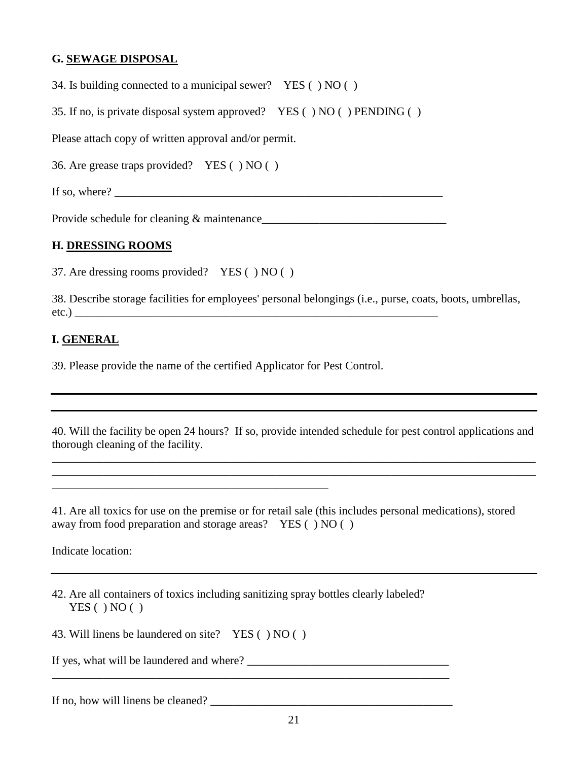**G. SEWAGE DISPOSAL**

34. Is building connected to a municipal sewer? YES ( ) NO ( )

35. If no, is private disposal system approved? YES ( ) NO ( ) PENDING ( )

Please attach copy of written approval and/or permit.

36. Are grease traps provided? YES ( ) NO ( )

If so, where? ____________________________________________________________

Provide schedule for cleaning & maintenance________________________________

**H. DRESSING ROOMS**

37. Are dressing rooms provided? YES ( ) NO ( )

38. Describe storage facilities for employees' personal belongings (i.e., purse, coats, boots, umbrellas, etc.) _________________________________________________________________

**I. GENERAL**

39. Please provide the name of the certified Applicator for Pest Control.

_______________________________________________________________________________

_______________________________________________________________________________

40. Will the facility be open 24 hours? If so, provide intended schedule for pest control applications and thorough cleaning of the facility.

_______________________________________________________________________________
_______________________________________________________________________________
__________________________________________________

41. Are all toxics for use on the premise or for retail sale (this includes personal medications), stored away from food preparation and storage areas? YES ( ) NO ( )

Indicate location:

_______________________________________________________________________________

42. Are all containers of toxics including sanitizing spray bottles clearly labeled?
YES ( ) NO ( )

43. Will linens be laundered on site? YES ( ) NO ( )

If yes, what will be laundered and where? ___________________________________
_________________________________________________________________________

If no, how will linens be cleaned? __________________________________________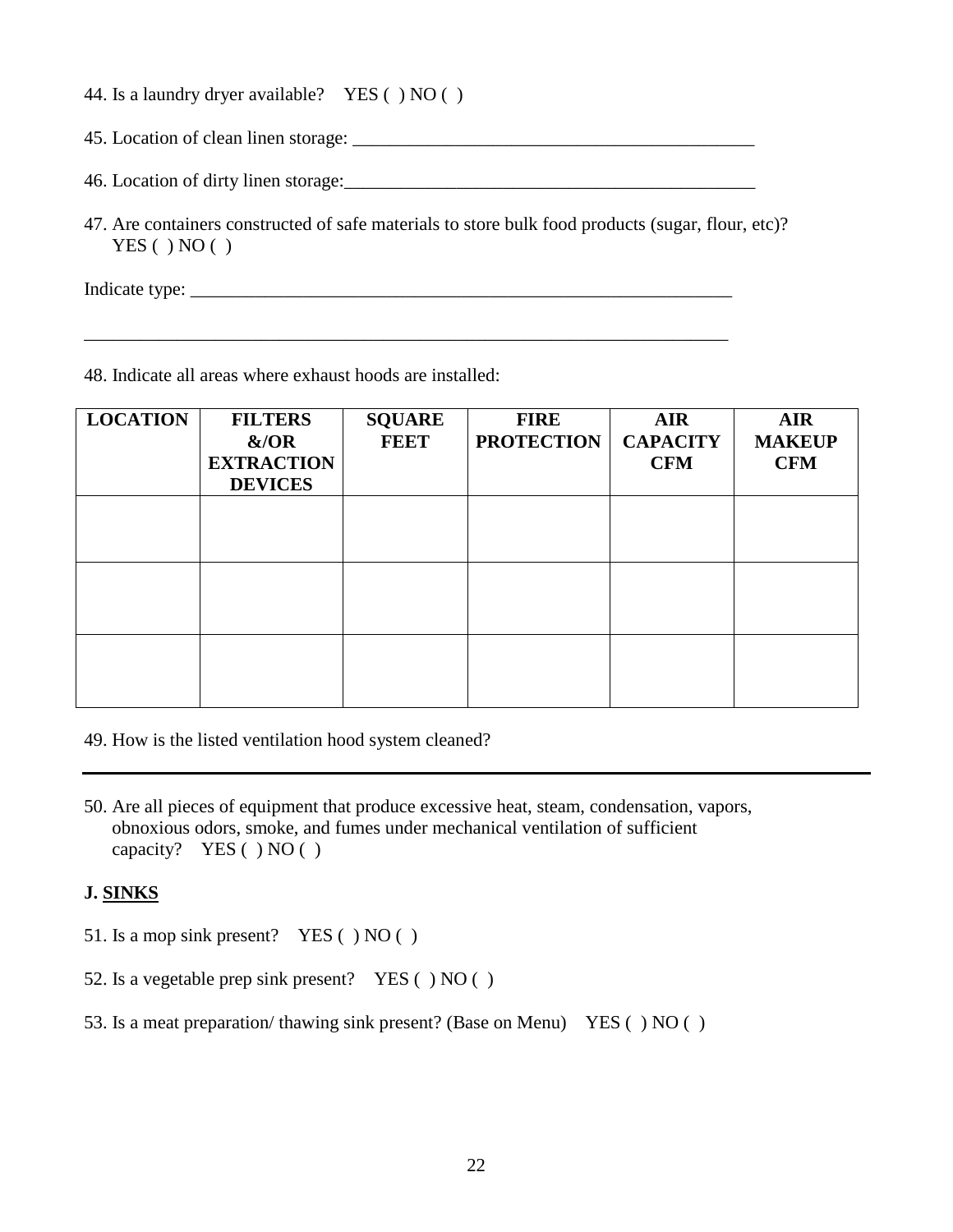44. Is a laundry dryer available? YES ( ) NO ( )

45. Location of clean linen storage: ____________________________________________

46. Location of dirty linen storage:_____________________________________________

47. Are containers constructed of safe materials to store bulk food products (sugar, flour, etc)? YES ( ) NO ( )

Indicate type: ____________________________________________________________

__________________________________________________________________________

48. Indicate all areas where exhaust hoods are installed:

| LOCATION | FILTERS &/OR EXTRACTION DEVICES | SQUARE FEET | FIRE PROTECTION | AIR CAPACITY CFM | AIR MAKEUP CFM |
|---|---|---|---|---|---|
| | | | | | |
| | | | | | |
| | | | | | |

49. How is the listed ventilation hood system cleaned?

---

50. Are all pieces of equipment that produce excessive heat, steam, condensation, vapors, obnoxious odors, smoke, and fumes under mechanical ventilation of sufficient capacity? YES ( ) NO ( )

**J. SINKS**

51. Is a mop sink present? YES ( ) NO ( )

52. Is a vegetable prep sink present? YES ( ) NO ( )

53. Is a meat preparation/ thawing sink present? (Base on Menu) YES ( ) NO ( )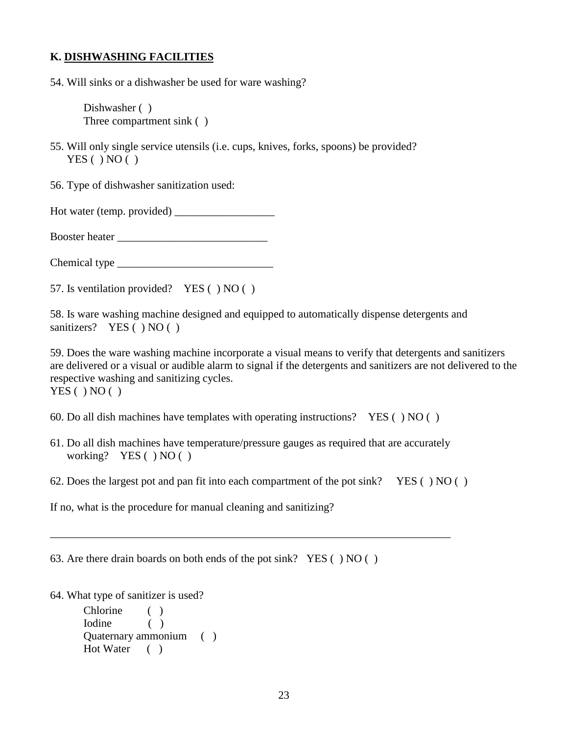**K. <u>DISHWASHING FACILITIES</u>**

54. Will sinks or a dishwasher be used for ware washing?

    Dishwasher ( )
    Three compartment sink ( )

55. Will only single service utensils (i.e. cups, knives, forks, spoons) be provided?
    YES ( ) NO ( )

56. Type of dishwasher sanitization used:

Hot water (temp. provided) __________________

Booster heater ___________________________

Chemical type ____________________________

57. Is ventilation provided? YES ( ) NO ( )

58. Is ware washing machine designed and equipped to automatically dispense detergents and sanitizers? YES ( ) NO ( )

59. Does the ware washing machine incorporate a visual means to verify that detergents and sanitizers are delivered or a visual or audible alarm to signal if the detergents and sanitizers are not delivered to the respective washing and sanitizing cycles.
YES ( ) NO ( )

60. Do all dish machines have templates with operating instructions? YES ( ) NO ( )

61. Do all dish machines have temperature/pressure gauges as required that are accurately working? YES ( ) NO ( )

62. Does the largest pot and pan fit into each compartment of the pot sink? YES ( ) NO ( )

If no, what is the procedure for manual cleaning and sanitizing?

___________________________________________________________________________

63. Are there drain boards on both ends of the pot sink? YES ( ) NO ( )

64. What type of sanitizer is used?

    Chlorine ( )
    Iodine ( )
    Quaternary ammonium ( )
    Hot Water ( )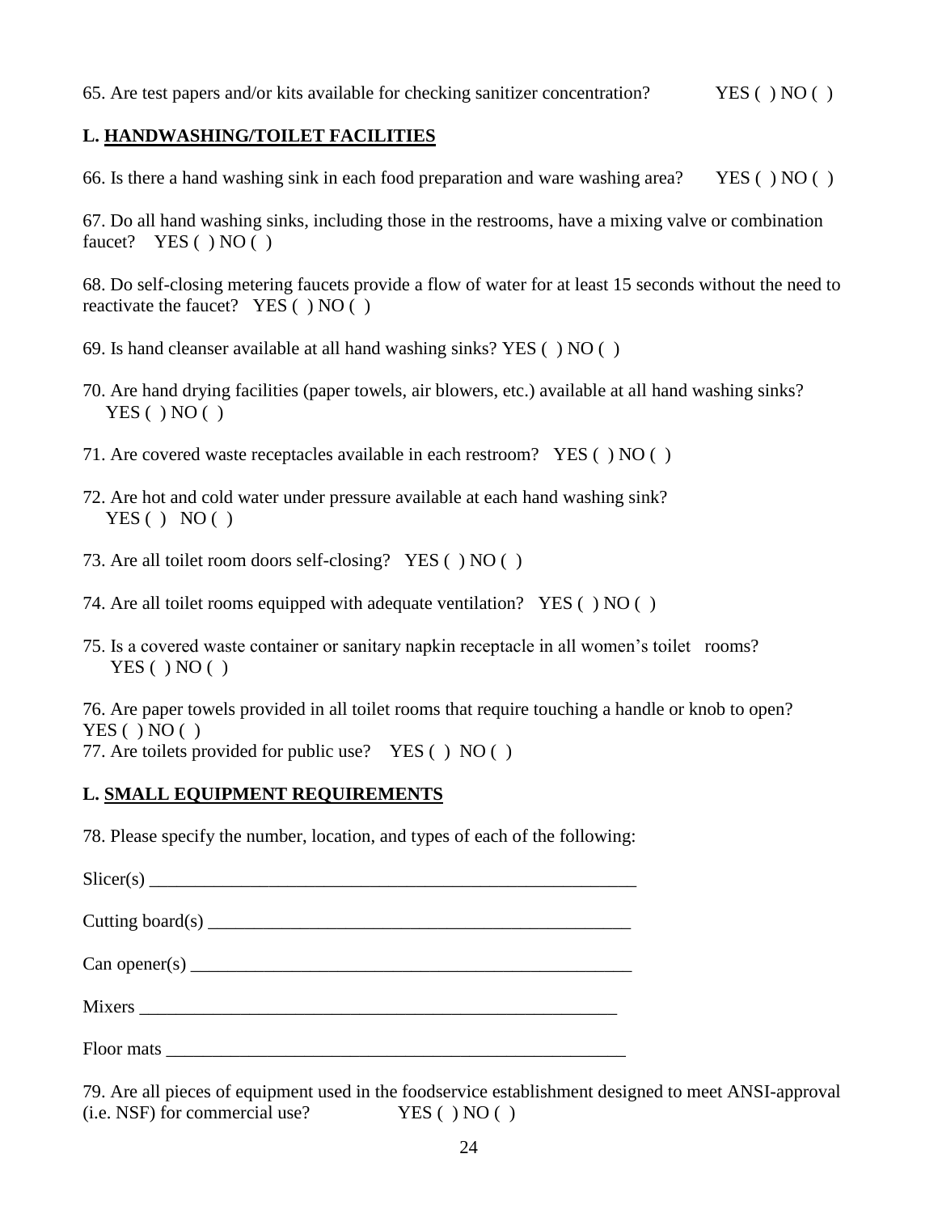65. Are test papers and/or kits available for checking sanitizer concentration? YES ( ) NO ( )

**L. HANDWASHING/TOILET FACILITIES**

66. Is there a hand washing sink in each food preparation and ware washing area? YES ( ) NO ( )

67. Do all hand washing sinks, including those in the restrooms, have a mixing valve or combination faucet? YES ( ) NO ( )

68. Do self-closing metering faucets provide a flow of water for at least 15 seconds without the need to reactivate the faucet? YES ( ) NO ( )

69. Is hand cleanser available at all hand washing sinks? YES ( ) NO ( )

70. Are hand drying facilities (paper towels, air blowers, etc.) available at all hand washing sinks? YES ( ) NO ( )

71. Are covered waste receptacles available in each restroom? YES ( ) NO ( )

72. Are hot and cold water under pressure available at each hand washing sink? YES ( ) NO ( )

73. Are all toilet room doors self-closing? YES ( ) NO ( )

74. Are all toilet rooms equipped with adequate ventilation? YES ( ) NO ( )

75. Is a covered waste container or sanitary napkin receptacle in all women's toilet rooms? YES ( ) NO ( )

76. Are paper towels provided in all toilet rooms that require touching a handle or knob to open? YES ( ) NO ( )

77. Are toilets provided for public use? YES ( ) NO ( )

**L. SMALL EQUIPMENT REQUIREMENTS**

78. Please specify the number, location, and types of each of the following:

Slicer(s) _______________________________________________________

Cutting board(s) _______________________________________________

Can opener(s) _________________________________________________

Mixers _______________________________________________________

Floor mats ____________________________________________________

79. Are all pieces of equipment used in the foodservice establishment designed to meet ANSI-approval (i.e. NSF) for commercial use? YES ( ) NO ( )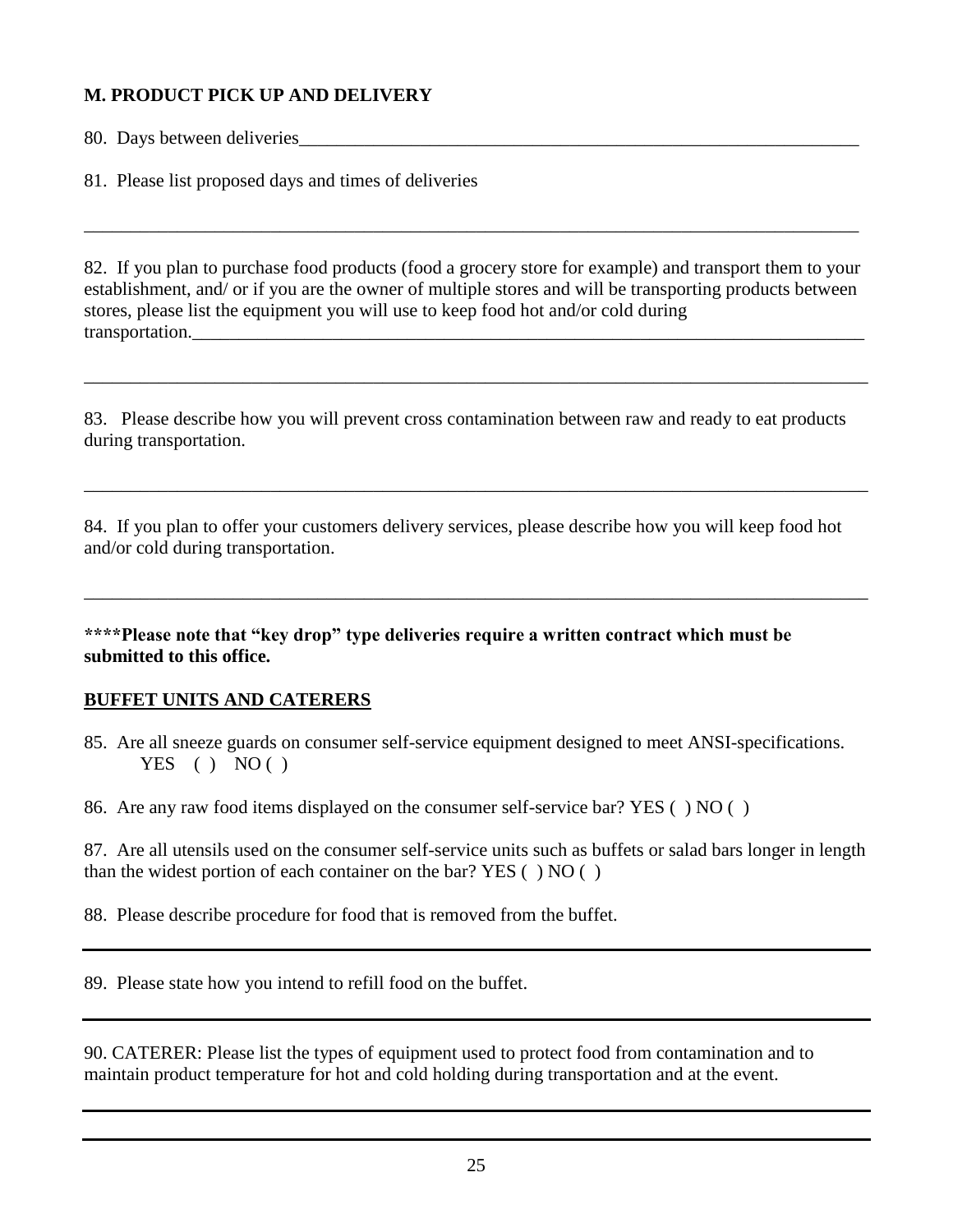**M. PRODUCT PICK UP AND DELIVERY**

80. Days between deliveries_______________________________________________________________

81. Please list proposed days and times of deliveries

_____________________________________________________________________________________

82. If you plan to purchase food products (food a grocery store for example) and transport them to your establishment, and/ or if you are the owner of multiple stores and will be transporting products between stores, please list the equipment you will use to keep food hot and/or cold during transportation.___________________________________________________________________________

_____________________________________________________________________________________

83. Please describe how you will prevent cross contamination between raw and ready to eat products during transportation.

_____________________________________________________________________________________

84. If you plan to offer your customers delivery services, please describe how you will keep food hot and/or cold during transportation.

_____________________________________________________________________________________

**\*\*\*\*Please note that "key drop" type deliveries require a written contract which must be submitted to this office.**

**BUFFET UNITS AND CATERERS**

85. Are all sneeze guards on consumer self-service equipment designed to meet ANSI-specifications. YES ( ) NO ( )

86. Are any raw food items displayed on the consumer self-service bar? YES ( ) NO ( )

87. Are all utensils used on the consumer self-service units such as buffets or salad bars longer in length than the widest portion of each container on the bar? YES ( ) NO ( )

88. Please describe procedure for food that is removed from the buffet.

_____________________________________________________________________________________

89. Please state how you intend to refill food on the buffet.

_____________________________________________________________________________________

90. CATERER: Please list the types of equipment used to protect food from contamination and to maintain product temperature for hot and cold holding during transportation and at the event.

_____________________________________________________________________________________

_____________________________________________________________________________________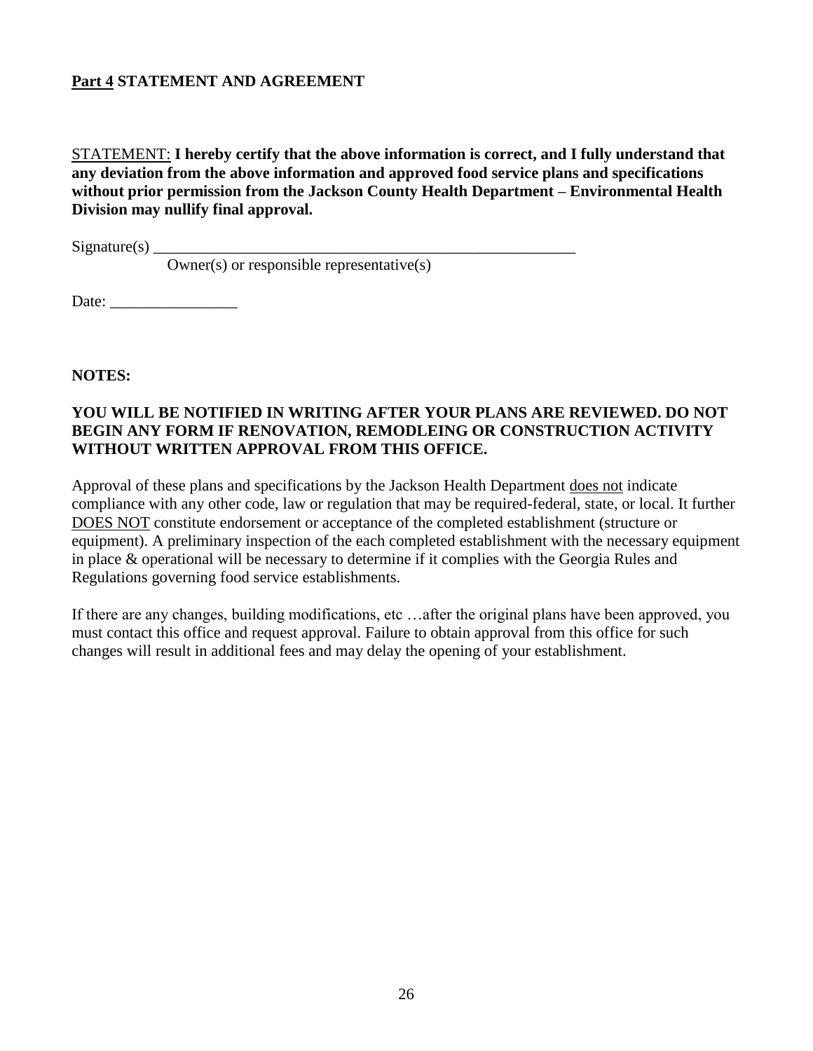**<u>Part 4</u> STATEMENT AND AGREEMENT**

<u>STATEMENT:</u> **I hereby certify that the above information is correct, and I fully understand that any deviation from the above information and approved food service plans and specifications without prior permission from the Jackson County Health Department – Environmental Health Division may nullify final approval.**

Signature(s) _______________________________________________________

Owner(s) or responsible representative(s)

Date: ________________

**NOTES:**

**YOU WILL BE NOTIFIED IN WRITING AFTER YOUR PLANS ARE REVIEWED. DO NOT BEGIN ANY FORM IF RENOVATION, REMODLEING OR CONSTRUCTION ACTIVITY WITHOUT WRITTEN APPROVAL FROM THIS OFFICE.**

Approval of these plans and specifications by the Jackson Health Department <u>does not</u> indicate compliance with any other code, law or regulation that may be required-federal, state, or local. It further <u>DOES NOT</u> constitute endorsement or acceptance of the completed establishment (structure or equipment). A preliminary inspection of the each completed establishment with the necessary equipment in place & operational will be necessary to determine if it complies with the Georgia Rules and Regulations governing food service establishments.

If there are any changes, building modifications, etc …after the original plans have been approved, you must contact this office and request approval. Failure to obtain approval from this office for such changes will result in additional fees and may delay the opening of your establishment.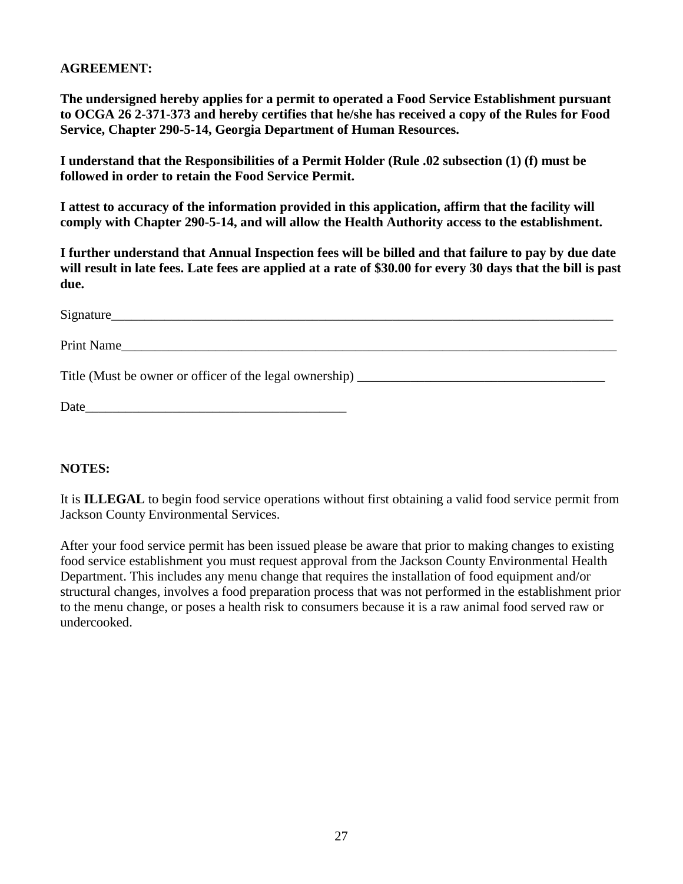**AGREEMENT:**

**The undersigned hereby applies for a permit to operated a Food Service Establishment pursuant to OCGA 26 2-371-373 and hereby certifies that he/she has received a copy of the Rules for Food Service, Chapter 290-5-14, Georgia Department of Human Resources.**

**I understand that the Responsibilities of a Permit Holder (Rule .02 subsection (1) (f) must be followed in order to retain the Food Service Permit.**

**I attest to accuracy of the information provided in this application, affirm that the facility will comply with Chapter 290-5-14, and will allow the Health Authority access to the establishment.**

**I further understand that Annual Inspection fees will be billed and that failure to pay by due date will result in late fees. Late fees are applied at a rate of $30.00 for every 30 days that the bill is past due.**

Signature_______________________________________________________________________________

Print Name_____________________________________________________________________________

Title (Must be owner or officer of the legal ownership) ______________________________________

Date_________________________________________

**NOTES:**

It is **ILLEGAL** to begin food service operations without first obtaining a valid food service permit from Jackson County Environmental Services.

After your food service permit has been issued please be aware that prior to making changes to existing food service establishment you must request approval from the Jackson County Environmental Health Department. This includes any menu change that requires the installation of food equipment and/or structural changes, involves a food preparation process that was not performed in the establishment prior to the menu change, or poses a health risk to consumers because it is a raw animal food served raw or undercooked.